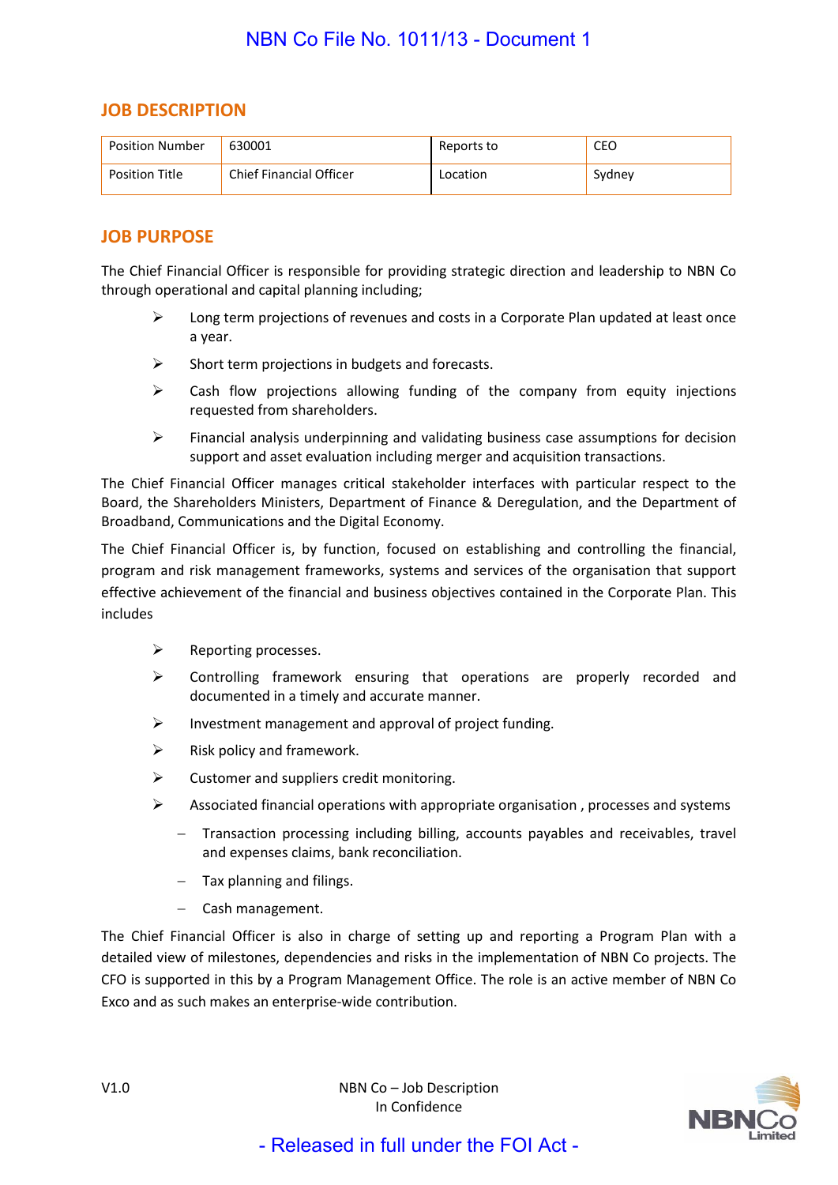## JOB DESCRIPTION

| Position Number | 630001 | Reports to | CEO |
|---|---|---|---|
| Position Title | Chief Financial Officer | Location | Sydney |

## JOB PURPOSE

The Chief Financial Officer is responsible for providing strategic direction and leadership to NBN Co through operational and capital planning including;

- Long term projections of revenues and costs in a Corporate Plan updated at least once a year.
- Short term projections in budgets and forecasts.
- Cash flow projections allowing funding of the company from equity injections requested from shareholders.
- Financial analysis underpinning and validating business case assumptions for decision support and asset evaluation including merger and acquisition transactions.

The Chief Financial Officer manages critical stakeholder interfaces with particular respect to the Board, the Shareholders Ministers, Department of Finance & Deregulation, and the Department of Broadband, Communications and the Digital Economy.

The Chief Financial Officer is, by function, focused on establishing and controlling the financial, program and risk management frameworks, systems and services of the organisation that support effective achievement of the financial and business objectives contained in the Corporate Plan. This includes

- Reporting processes.
- Controlling framework ensuring that operations are properly recorded and documented in a timely and accurate manner.
- Investment management and approval of project funding.
- Risk policy and framework.
- Customer and suppliers credit monitoring.
- Associated financial operations with appropriate organisation , processes and systems
  - Transaction processing including billing, accounts payables and receivables, travel and expenses claims, bank reconciliation.
  - Tax planning and filings.
  - Cash management.

The Chief Financial Officer is also in charge of setting up and reporting a Program Plan with a detailed view of milestones, dependencies and risks in the implementation of NBN Co projects. The CFO is supported in this by a Program Management Office. The role is an active member of NBN Co Exco and as such makes an enterprise-wide contribution.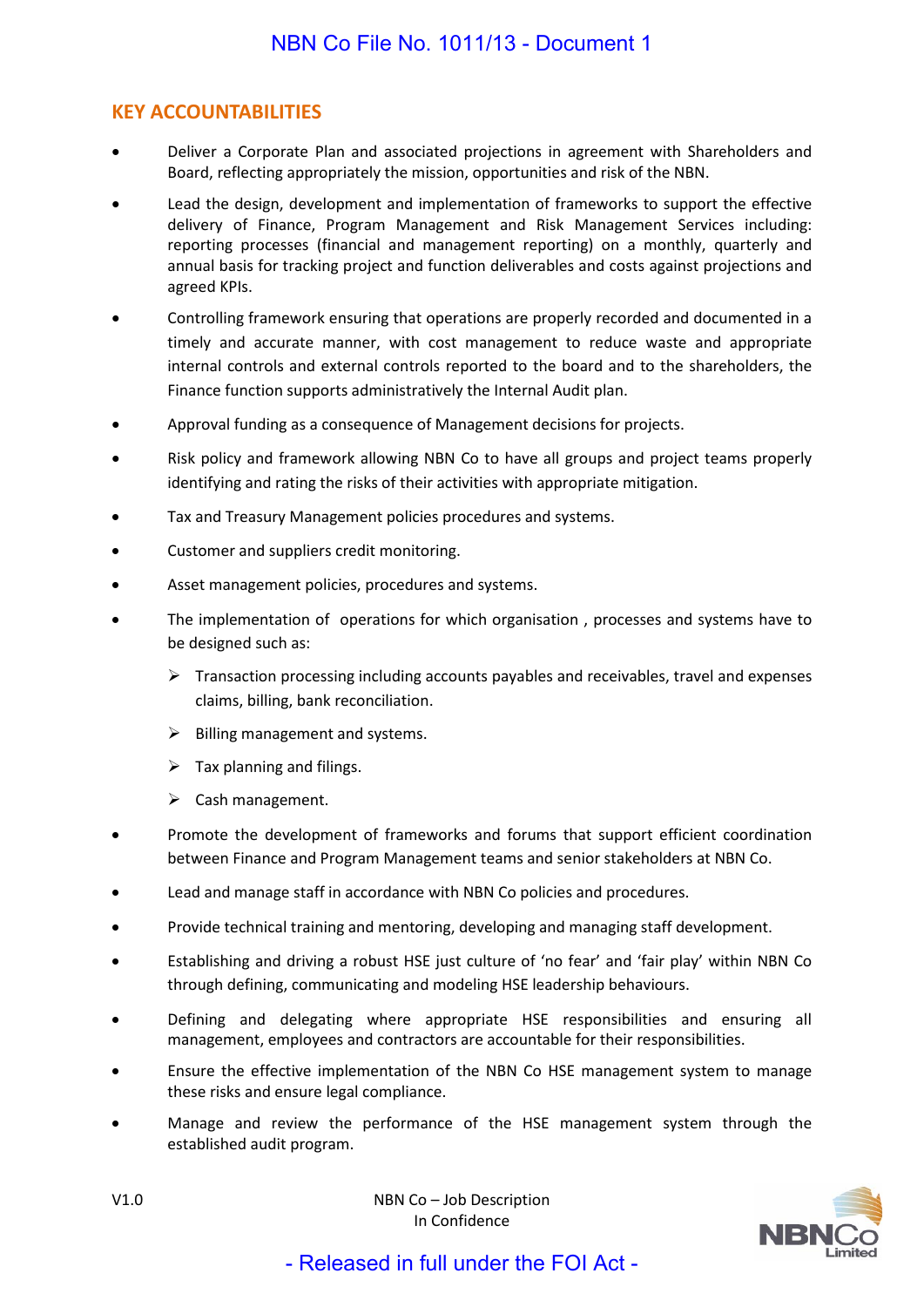## KEY ACCOUNTABILITIES

- Deliver a Corporate Plan and associated projections in agreement with Shareholders and Board, reflecting appropriately the mission, opportunities and risk of the NBN.
- Lead the design, development and implementation of frameworks to support the effective delivery of Finance, Program Management and Risk Management Services including: reporting processes (financial and management reporting) on a monthly, quarterly and annual basis for tracking project and function deliverables and costs against projections and agreed KPIs.
- Controlling framework ensuring that operations are properly recorded and documented in a timely and accurate manner, with cost management to reduce waste and appropriate internal controls and external controls reported to the board and to the shareholders, the Finance function supports administratively the Internal Audit plan.
- Approval funding as a consequence of Management decisions for projects.
- Risk policy and framework allowing NBN Co to have all groups and project teams properly identifying and rating the risks of their activities with appropriate mitigation.
- Tax and Treasury Management policies procedures and systems.
- Customer and suppliers credit monitoring.
- Asset management policies, procedures and systems.
- The implementation of operations for which organisation , processes and systems have to be designed such as:
  - Transaction processing including accounts payables and receivables, travel and expenses claims, billing, bank reconciliation.
  - Billing management and systems.
  - Tax planning and filings.
  - Cash management.
- Promote the development of frameworks and forums that support efficient coordination between Finance and Program Management teams and senior stakeholders at NBN Co.
- Lead and manage staff in accordance with NBN Co policies and procedures.
- Provide technical training and mentoring, developing and managing staff development.
- Establishing and driving a robust HSE just culture of 'no fear' and 'fair play' within NBN Co through defining, communicating and modeling HSE leadership behaviours.
- Defining and delegating where appropriate HSE responsibilities and ensuring all management, employees and contractors are accountable for their responsibilities.
- Ensure the effective implementation of the NBN Co HSE management system to manage these risks and ensure legal compliance.
- Manage and review the performance of the HSE management system through the established audit program.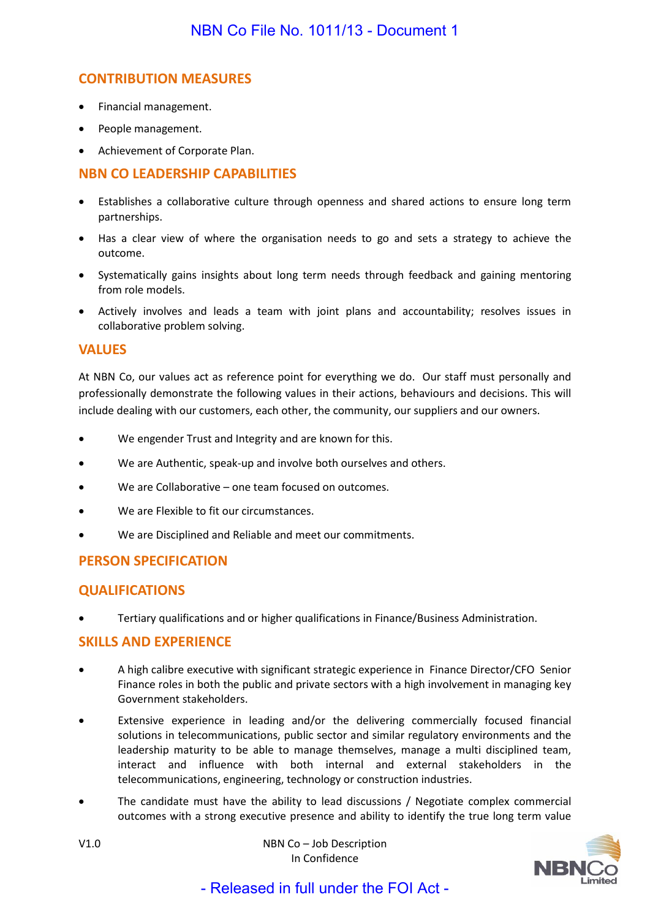## CONTRIBUTION MEASURES

- Financial management.
- People management.
- Achievement of Corporate Plan.

## NBN CO LEADERSHIP CAPABILITIES

- Establishes a collaborative culture through openness and shared actions to ensure long term partnerships.
- Has a clear view of where the organisation needs to go and sets a strategy to achieve the outcome.
- Systematically gains insights about long term needs through feedback and gaining mentoring from role models.
- Actively involves and leads a team with joint plans and accountability; resolves issues in collaborative problem solving.

## VALUES

At NBN Co, our values act as reference point for everything we do. Our staff must personally and professionally demonstrate the following values in their actions, behaviours and decisions. This will include dealing with our customers, each other, the community, our suppliers and our owners.

- We engender Trust and Integrity and are known for this.
- We are Authentic, speak-up and involve both ourselves and others.
- We are Collaborative – one team focused on outcomes.
- We are Flexible to fit our circumstances.
- We are Disciplined and Reliable and meet our commitments.

## PERSON SPECIFICATION

## QUALIFICATIONS

- Tertiary qualifications and or higher qualifications in Finance/Business Administration.

## SKILLS AND EXPERIENCE

- A high calibre executive with significant strategic experience in Finance Director/CFO Senior Finance roles in both the public and private sectors with a high involvement in managing key Government stakeholders.
- Extensive experience in leading and/or the delivering commercially focused financial solutions in telecommunications, public sector and similar regulatory environments and the leadership maturity to be able to manage themselves, manage a multi disciplined team, interact and influence with both internal and external stakeholders in the telecommunications, engineering, technology or construction industries.
- The candidate must have the ability to lead discussions / Negotiate complex commercial outcomes with a strong executive presence and ability to identify the true long term value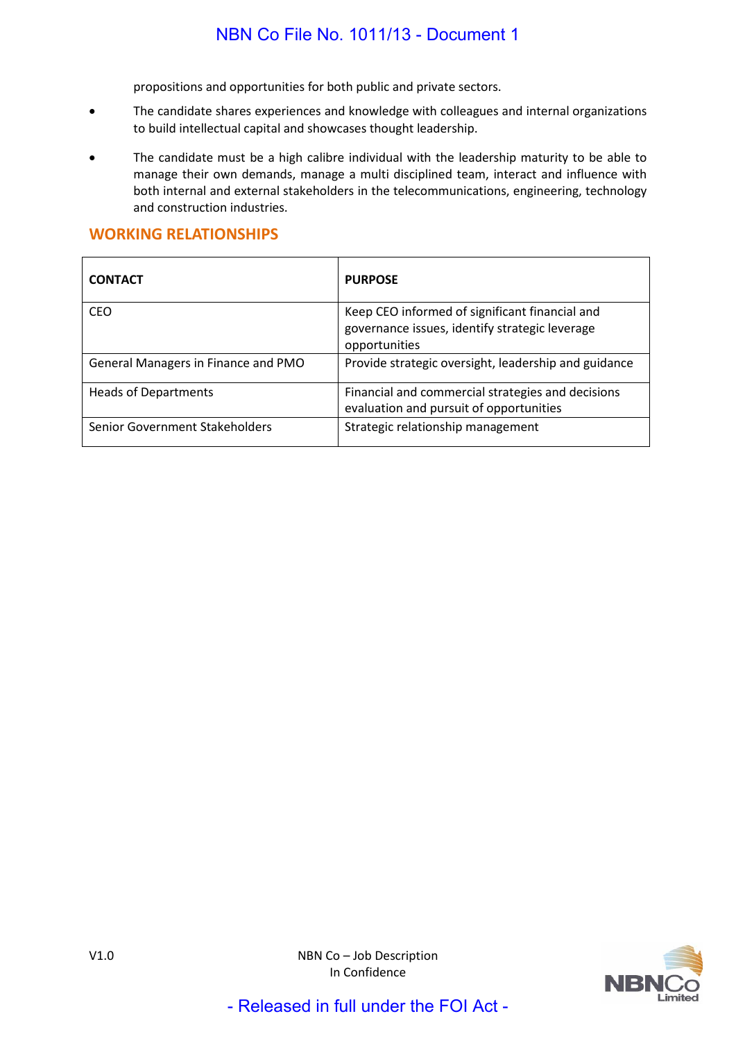propositions and opportunities for both public and private sectors.

- The candidate shares experiences and knowledge with colleagues and internal organizations to build intellectual capital and showcases thought leadership.
- The candidate must be a high calibre individual with the leadership maturity to be able to manage their own demands, manage a multi disciplined team, interact and influence with both internal and external stakeholders in the telecommunications, engineering, technology and construction industries.

## WORKING RELATIONSHIPS

| CONTACT | PURPOSE |
| --- | --- |
| CEO | Keep CEO informed of significant financial and governance issues, identify strategic leverage opportunities |
| General Managers in Finance and PMO | Provide strategic oversight, leadership and guidance |
| Heads of Departments | Financial and commercial strategies and decisions evaluation and pursuit of opportunities |
| Senior Government Stakeholders | Strategic relationship management |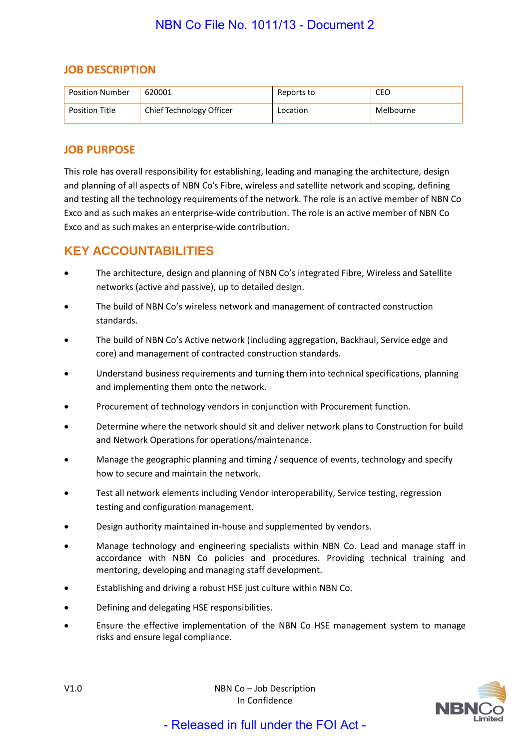NBN Co File No. 1011/13 - Document 2

## JOB DESCRIPTION

| Position Number | 620001 | Reports to | CEO |
|---|---|---|---|
| Position Title | Chief Technology Officer | Location | Melbourne |

## JOB PURPOSE

This role has overall responsibility for establishing, leading and managing the architecture, design and planning of all aspects of NBN Co's Fibre, wireless and satellite network and scoping, defining and testing all the technology requirements of the network. The role is an active member of NBN Co Exco and as such makes an enterprise-wide contribution. The role is an active member of NBN Co Exco and as such makes an enterprise-wide contribution.

## KEY ACCOUNTABILITIES

- The architecture, design and planning of NBN Co's integrated Fibre, Wireless and Satellite networks (active and passive), up to detailed design.
- The build of NBN Co's wireless network and management of contracted construction standards.
- The build of NBN Co's Active network (including aggregation, Backhaul, Service edge and core) and management of contracted construction standards.
- Understand business requirements and turning them into technical specifications, planning and implementing them onto the network.
- Procurement of technology vendors in conjunction with Procurement function.
- Determine where the network should sit and deliver network plans to Construction for build and Network Operations for operations/maintenance.
- Manage the geographic planning and timing / sequence of events, technology and specify how to secure and maintain the network.
- Test all network elements including Vendor interoperability, Service testing, regression testing and configuration management.
- Design authority maintained in-house and supplemented by vendors.
- Manage technology and engineering specialists within NBN Co. Lead and manage staff in accordance with NBN Co policies and procedures. Providing technical training and mentoring, developing and managing staff development.
- Establishing and driving a robust HSE just culture within NBN Co.
- Defining and delegating HSE responsibilities.
- Ensure the effective implementation of the NBN Co HSE management system to manage risks and ensure legal compliance.

V1.0 NBN Co – Job Description In Confidence

- Released in full under the FOI Act -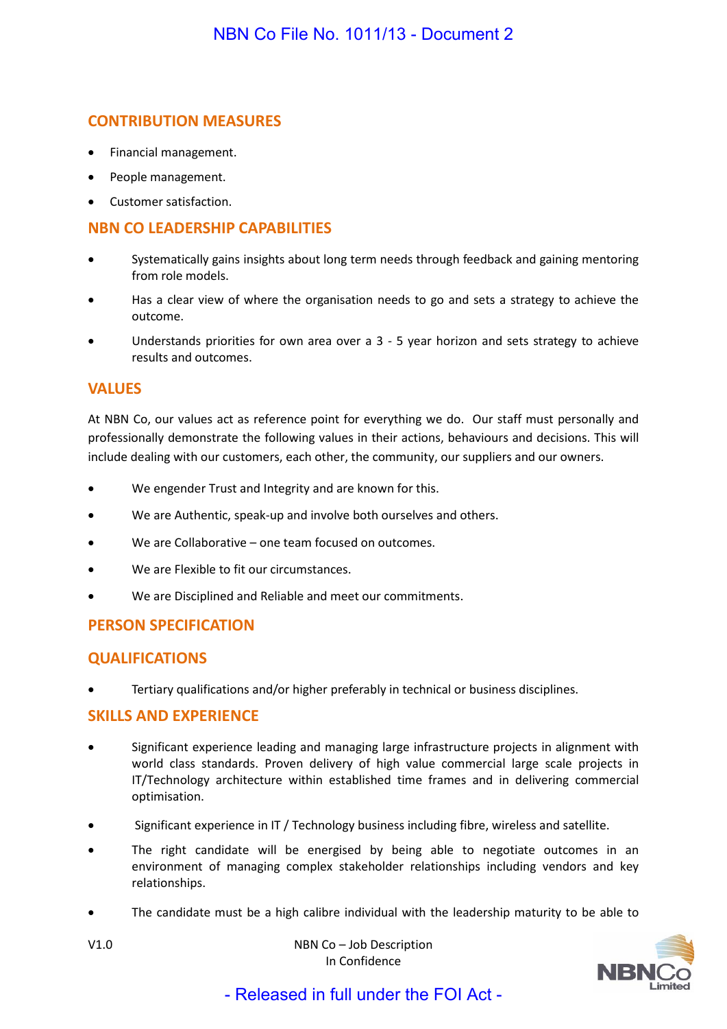## CONTRIBUTION MEASURES

- Financial management.
- People management.
- Customer satisfaction.

## NBN CO LEADERSHIP CAPABILITIES

- Systematically gains insights about long term needs through feedback and gaining mentoring from role models.
- Has a clear view of where the organisation needs to go and sets a strategy to achieve the outcome.
- Understands priorities for own area over a 3 - 5 year horizon and sets strategy to achieve results and outcomes.

## VALUES

At NBN Co, our values act as reference point for everything we do. Our staff must personally and professionally demonstrate the following values in their actions, behaviours and decisions. This will include dealing with our customers, each other, the community, our suppliers and our owners.

- We engender Trust and Integrity and are known for this.
- We are Authentic, speak-up and involve both ourselves and others.
- We are Collaborative – one team focused on outcomes.
- We are Flexible to fit our circumstances.
- We are Disciplined and Reliable and meet our commitments.

## PERSON SPECIFICATION

## QUALIFICATIONS

- Tertiary qualifications and/or higher preferably in technical or business disciplines.

## SKILLS AND EXPERIENCE

- Significant experience leading and managing large infrastructure projects in alignment with world class standards. Proven delivery of high value commercial large scale projects in IT/Technology architecture within established time frames and in delivering commercial optimisation.
- Significant experience in IT / Technology business including fibre, wireless and satellite.
- The right candidate will be energised by being able to negotiate outcomes in an environment of managing complex stakeholder relationships including vendors and key relationships.
- The candidate must be a high calibre individual with the leadership maturity to be able to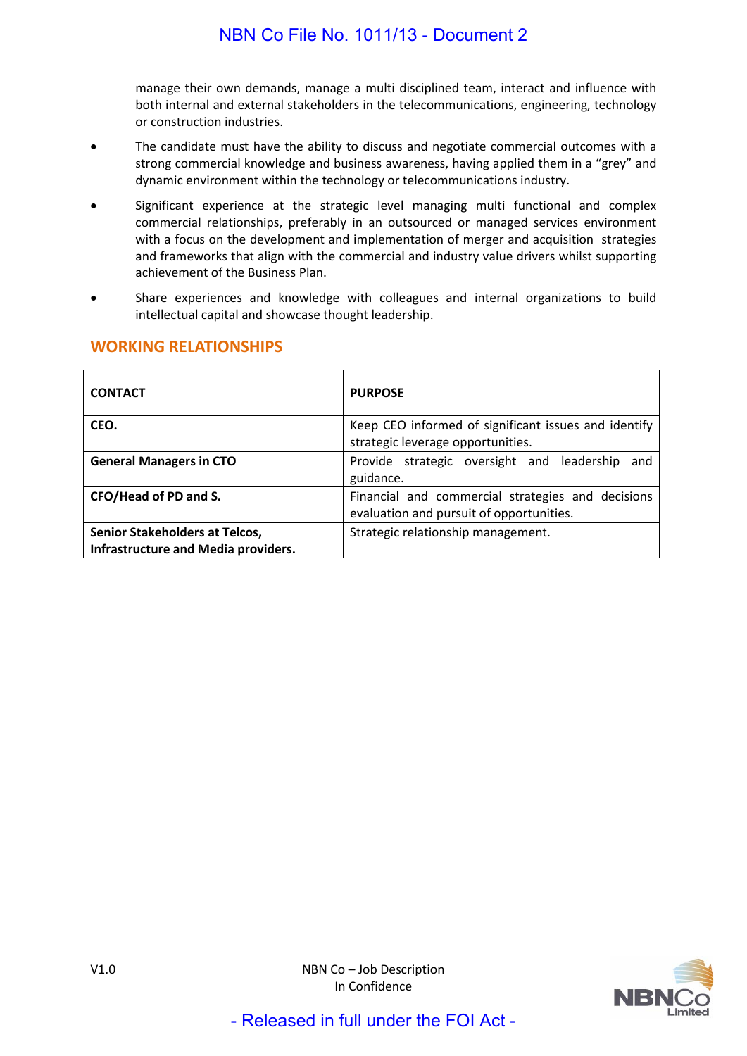manage their own demands, manage a multi disciplined team, interact and influence with both internal and external stakeholders in the telecommunications, engineering, technology or construction industries.

- The candidate must have the ability to discuss and negotiate commercial outcomes with a strong commercial knowledge and business awareness, having applied them in a "grey" and dynamic environment within the technology or telecommunications industry.
- Significant experience at the strategic level managing multi functional and complex commercial relationships, preferably in an outsourced or managed services environment with a focus on the development and implementation of merger and acquisition strategies and frameworks that align with the commercial and industry value drivers whilst supporting achievement of the Business Plan.
- Share experiences and knowledge with colleagues and internal organizations to build intellectual capital and showcase thought leadership.

## WORKING RELATIONSHIPS

| CONTACT | PURPOSE |
|---|---|
| **CEO.** | Keep CEO informed of significant issues and identify strategic leverage opportunities. |
| **General Managers in CTO** | Provide strategic oversight and leadership and guidance. |
| **CFO/Head of PD and S.** | Financial and commercial strategies and decisions evaluation and pursuit of opportunities. |
| **Senior Stakeholders at Telcos, Infrastructure and Media providers.** | Strategic relationship management. |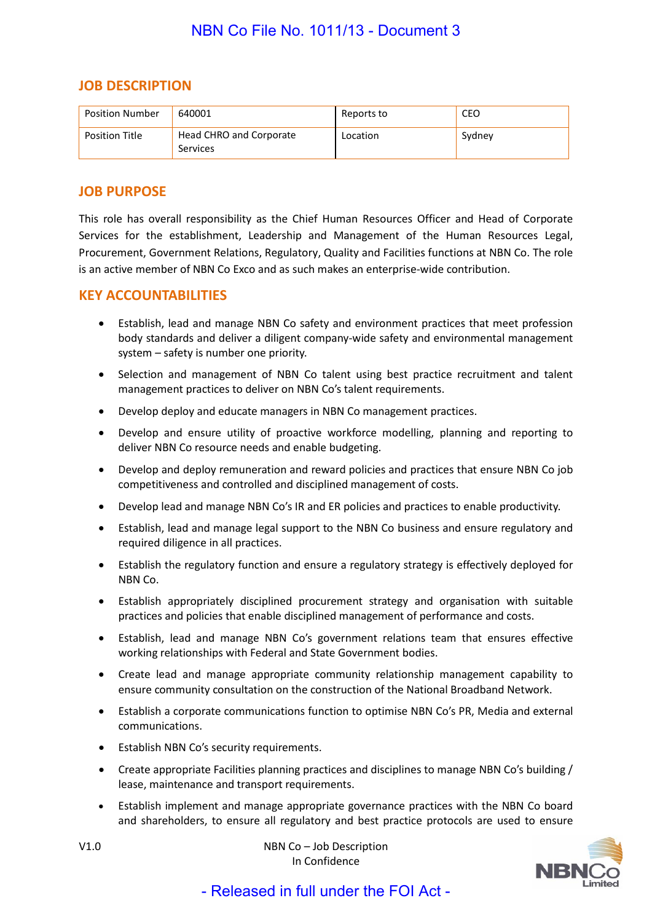NBN Co File No. 1011/13 - Document 3

## JOB DESCRIPTION

| Position Number | 640001 | Reports to | CEO |
|---|---|---|---|
| Position Title | Head CHRO and Corporate Services | Location | Sydney |

## JOB PURPOSE

This role has overall responsibility as the Chief Human Resources Officer and Head of Corporate Services for the establishment, Leadership and Management of the Human Resources Legal, Procurement, Government Relations, Regulatory, Quality and Facilities functions at NBN Co. The role is an active member of NBN Co Exco and as such makes an enterprise-wide contribution.

## KEY ACCOUNTABILITIES

- Establish, lead and manage NBN Co safety and environment practices that meet profession body standards and deliver a diligent company-wide safety and environmental management system – safety is number one priority.
- Selection and management of NBN Co talent using best practice recruitment and talent management practices to deliver on NBN Co's talent requirements.
- Develop deploy and educate managers in NBN Co management practices.
- Develop and ensure utility of proactive workforce modelling, planning and reporting to deliver NBN Co resource needs and enable budgeting.
- Develop and deploy remuneration and reward policies and practices that ensure NBN Co job competitiveness and controlled and disciplined management of costs.
- Develop lead and manage NBN Co's IR and ER policies and practices to enable productivity.
- Establish, lead and manage legal support to the NBN Co business and ensure regulatory and required diligence in all practices.
- Establish the regulatory function and ensure a regulatory strategy is effectively deployed for NBN Co.
- Establish appropriately disciplined procurement strategy and organisation with suitable practices and policies that enable disciplined management of performance and costs.
- Establish, lead and manage NBN Co's government relations team that ensures effective working relationships with Federal and State Government bodies.
- Create lead and manage appropriate community relationship management capability to ensure community consultation on the construction of the National Broadband Network.
- Establish a corporate communications function to optimise NBN Co's PR, Media and external communications.
- Establish NBN Co's security requirements.
- Create appropriate Facilities planning practices and disciplines to manage NBN Co's building / lease, maintenance and transport requirements.
- Establish implement and manage appropriate governance practices with the NBN Co board and shareholders, to ensure all regulatory and best practice protocols are used to ensure

V1.0

NBN Co – Job Description
In Confidence

- Released in full under the FOI Act -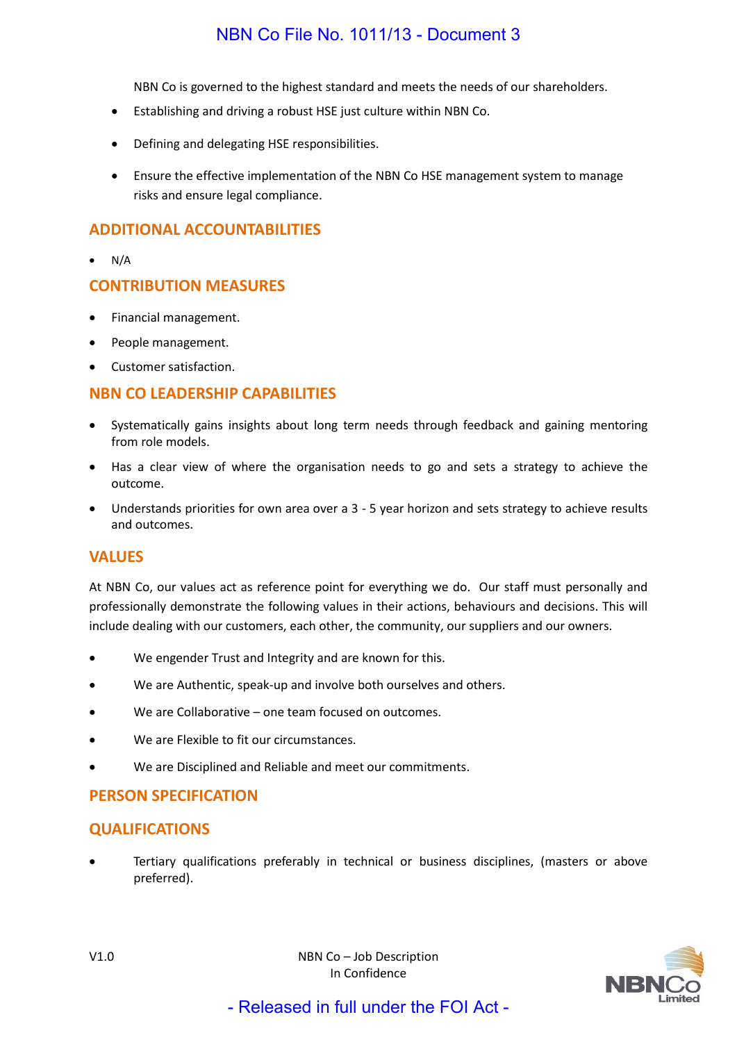NBN Co is governed to the highest standard and meets the needs of our shareholders.

- Establishing and driving a robust HSE just culture within NBN Co.
- Defining and delegating HSE responsibilities.
- Ensure the effective implementation of the NBN Co HSE management system to manage risks and ensure legal compliance.

## ADDITIONAL ACCOUNTABILITIES

- N/A

## CONTRIBUTION MEASURES

- Financial management.
- People management.
- Customer satisfaction.

## NBN CO LEADERSHIP CAPABILITIES

- Systematically gains insights about long term needs through feedback and gaining mentoring from role models.
- Has a clear view of where the organisation needs to go and sets a strategy to achieve the outcome.
- Understands priorities for own area over a 3 - 5 year horizon and sets strategy to achieve results and outcomes.

## VALUES

At NBN Co, our values act as reference point for everything we do. Our staff must personally and professionally demonstrate the following values in their actions, behaviours and decisions. This will include dealing with our customers, each other, the community, our suppliers and our owners.

- We engender Trust and Integrity and are known for this.
- We are Authentic, speak-up and involve both ourselves and others.
- We are Collaborative – one team focused on outcomes.
- We are Flexible to fit our circumstances.
- We are Disciplined and Reliable and meet our commitments.

## PERSON SPECIFICATION

## QUALIFICATIONS

- Tertiary qualifications preferably in technical or business disciplines, (masters or above preferred).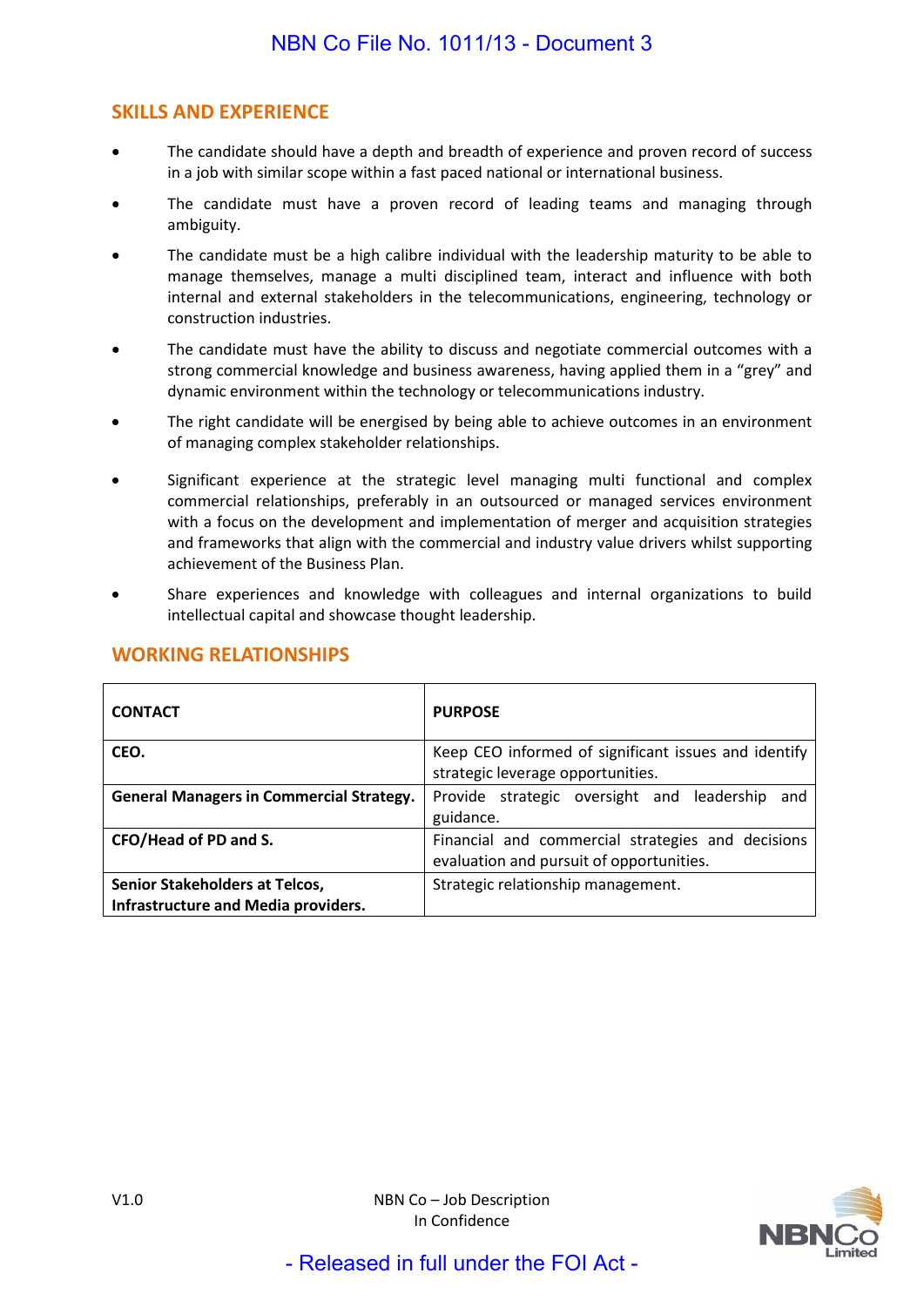## SKILLS AND EXPERIENCE

- The candidate should have a depth and breadth of experience and proven record of success in a job with similar scope within a fast paced national or international business.
- The candidate must have a proven record of leading teams and managing through ambiguity.
- The candidate must be a high calibre individual with the leadership maturity to be able to manage themselves, manage a multi disciplined team, interact and influence with both internal and external stakeholders in the telecommunications, engineering, technology or construction industries.
- The candidate must have the ability to discuss and negotiate commercial outcomes with a strong commercial knowledge and business awareness, having applied them in a "grey" and dynamic environment within the technology or telecommunications industry.
- The right candidate will be energised by being able to achieve outcomes in an environment of managing complex stakeholder relationships.
- Significant experience at the strategic level managing multi functional and complex commercial relationships, preferably in an outsourced or managed services environment with a focus on the development and implementation of merger and acquisition strategies and frameworks that align with the commercial and industry value drivers whilst supporting achievement of the Business Plan.
- Share experiences and knowledge with colleagues and internal organizations to build intellectual capital and showcase thought leadership.

## WORKING RELATIONSHIPS

| CONTACT | PURPOSE |
|---|---|
| **CEO.** | Keep CEO informed of significant issues and identify strategic leverage opportunities. |
| **General Managers in Commercial Strategy.** | Provide strategic oversight and leadership and guidance. |
| **CFO/Head of PD and S.** | Financial and commercial strategies and decisions evaluation and pursuit of opportunities. |
| **Senior Stakeholders at Telcos, Infrastructure and Media providers.** | Strategic relationship management. |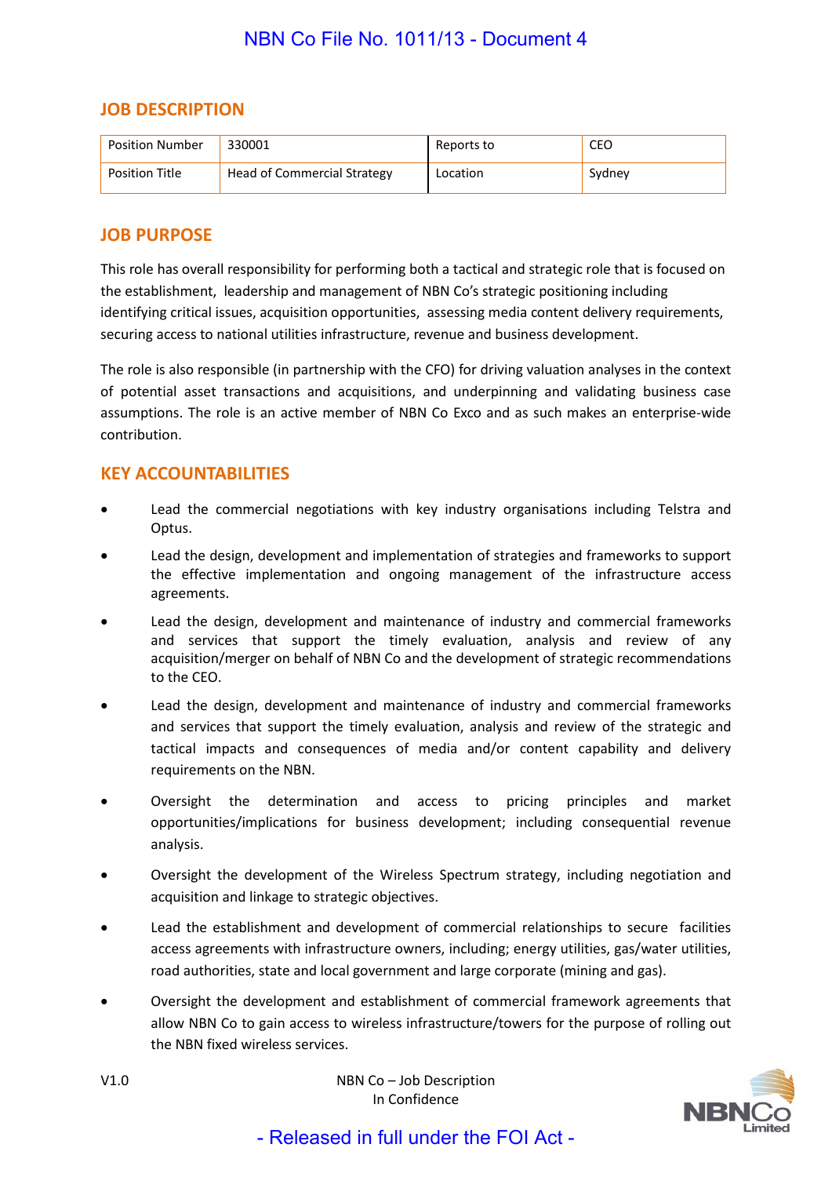## JOB DESCRIPTION

| Position Number | 330001 | Reports to | CEO |
|---|---|---|---|
| Position Title | Head of Commercial Strategy | Location | Sydney |

## JOB PURPOSE

This role has overall responsibility for performing both a tactical and strategic role that is focused on the establishment, leadership and management of NBN Co's strategic positioning including identifying critical issues, acquisition opportunities, assessing media content delivery requirements, securing access to national utilities infrastructure, revenue and business development.

The role is also responsible (in partnership with the CFO) for driving valuation analyses in the context of potential asset transactions and acquisitions, and underpinning and validating business case assumptions. The role is an active member of NBN Co Exco and as such makes an enterprise-wide contribution.

## KEY ACCOUNTABILITIES

- Lead the commercial negotiations with key industry organisations including Telstra and Optus.
- Lead the design, development and implementation of strategies and frameworks to support the effective implementation and ongoing management of the infrastructure access agreements.
- Lead the design, development and maintenance of industry and commercial frameworks and services that support the timely evaluation, analysis and review of any acquisition/merger on behalf of NBN Co and the development of strategic recommendations to the CEO.
- Lead the design, development and maintenance of industry and commercial frameworks and services that support the timely evaluation, analysis and review of the strategic and tactical impacts and consequences of media and/or content capability and delivery requirements on the NBN.
- Oversight the determination and access to pricing principles and market opportunities/implications for business development; including consequential revenue analysis.
- Oversight the development of the Wireless Spectrum strategy, including negotiation and acquisition and linkage to strategic objectives.
- Lead the establishment and development of commercial relationships to secure facilities access agreements with infrastructure owners, including; energy utilities, gas/water utilities, road authorities, state and local government and large corporate (mining and gas).
- Oversight the development and establishment of commercial framework agreements that allow NBN Co to gain access to wireless infrastructure/towers for the purpose of rolling out the NBN fixed wireless services.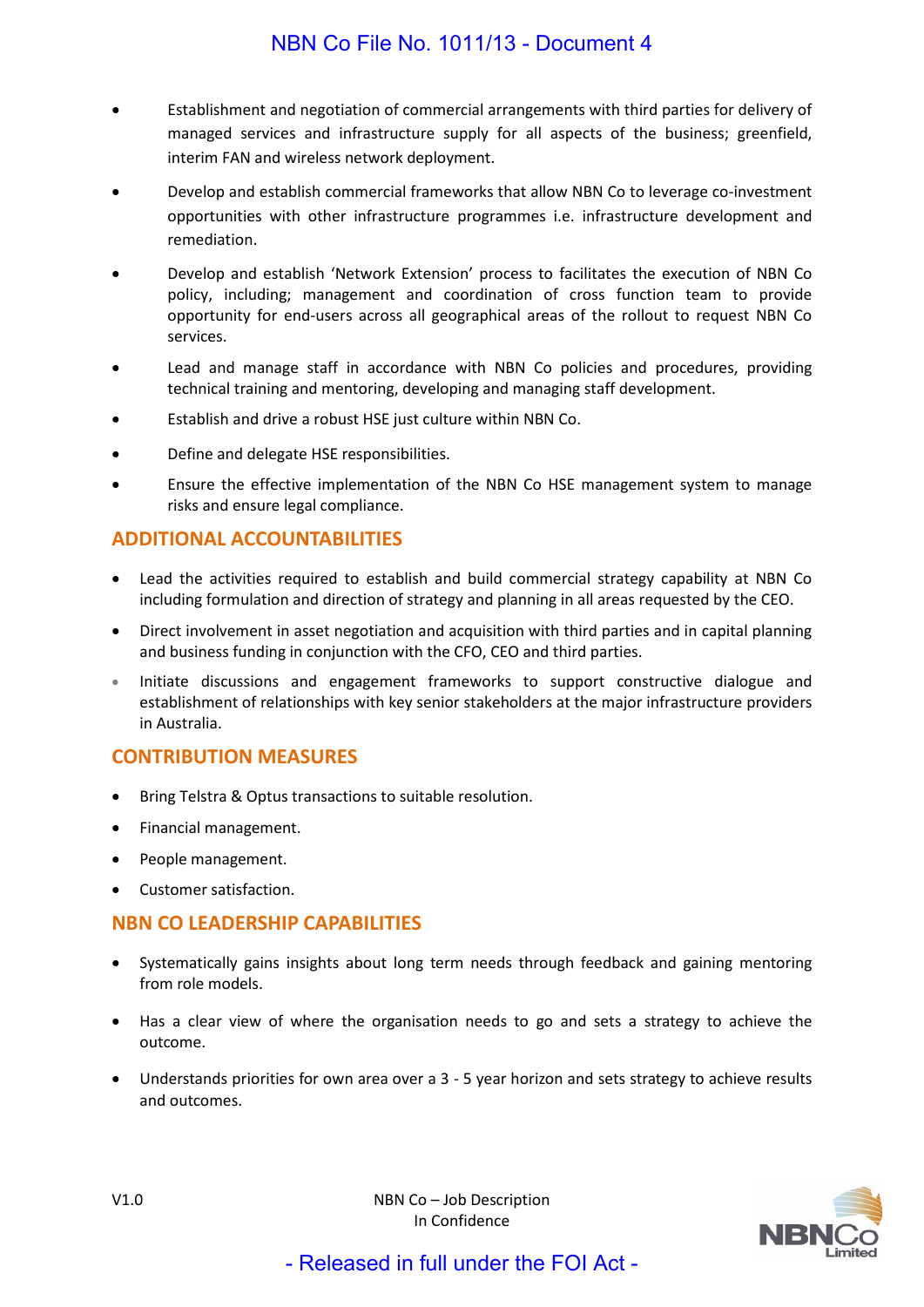- Establishment and negotiation of commercial arrangements with third parties for delivery of managed services and infrastructure supply for all aspects of the business; greenfield, interim FAN and wireless network deployment.
- Develop and establish commercial frameworks that allow NBN Co to leverage co-investment opportunities with other infrastructure programmes i.e. infrastructure development and remediation.
- Develop and establish 'Network Extension' process to facilitates the execution of NBN Co policy, including; management and coordination of cross function team to provide opportunity for end-users across all geographical areas of the rollout to request NBN Co services.
- Lead and manage staff in accordance with NBN Co policies and procedures, providing technical training and mentoring, developing and managing staff development.
- Establish and drive a robust HSE just culture within NBN Co.
- Define and delegate HSE responsibilities.
- Ensure the effective implementation of the NBN Co HSE management system to manage risks and ensure legal compliance.

## ADDITIONAL ACCOUNTABILITIES

- Lead the activities required to establish and build commercial strategy capability at NBN Co including formulation and direction of strategy and planning in all areas requested by the CEO.
- Direct involvement in asset negotiation and acquisition with third parties and in capital planning and business funding in conjunction with the CFO, CEO and third parties.
- Initiate discussions and engagement frameworks to support constructive dialogue and establishment of relationships with key senior stakeholders at the major infrastructure providers in Australia.

## CONTRIBUTION MEASURES

- Bring Telstra & Optus transactions to suitable resolution.
- Financial management.
- People management.
- Customer satisfaction.

## NBN CO LEADERSHIP CAPABILITIES

- Systematically gains insights about long term needs through feedback and gaining mentoring from role models.
- Has a clear view of where the organisation needs to go and sets a strategy to achieve the outcome.
- Understands priorities for own area over a 3 - 5 year horizon and sets strategy to achieve results and outcomes.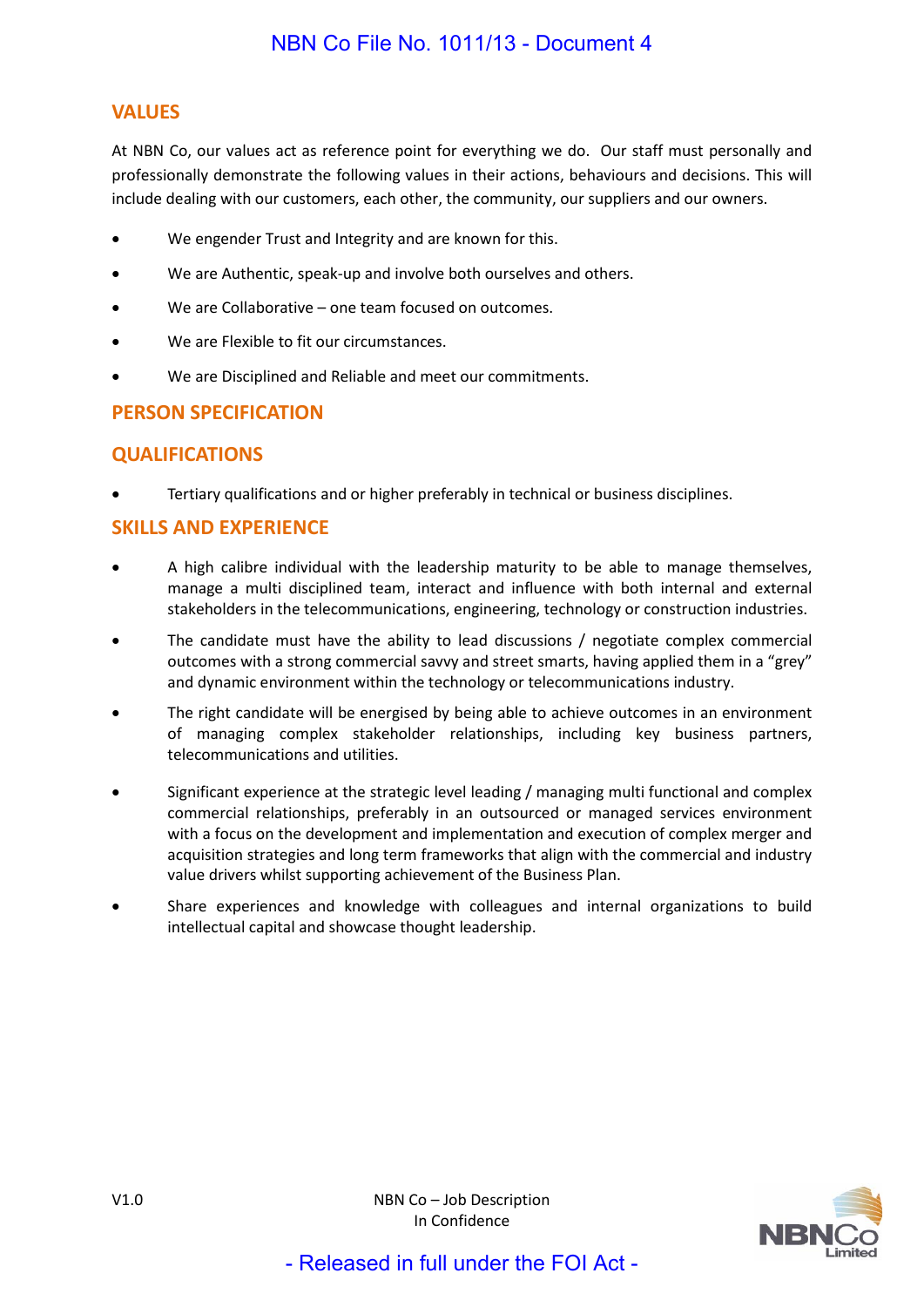## VALUES

At NBN Co, our values act as reference point for everything we do. Our staff must personally and professionally demonstrate the following values in their actions, behaviours and decisions. This will include dealing with our customers, each other, the community, our suppliers and our owners.

- We engender Trust and Integrity and are known for this.
- We are Authentic, speak-up and involve both ourselves and others.
- We are Collaborative – one team focused on outcomes.
- We are Flexible to fit our circumstances.
- We are Disciplined and Reliable and meet our commitments.

## PERSON SPECIFICATION

## QUALIFICATIONS

- Tertiary qualifications and or higher preferably in technical or business disciplines.

## SKILLS AND EXPERIENCE

- A high calibre individual with the leadership maturity to be able to manage themselves, manage a multi disciplined team, interact and influence with both internal and external stakeholders in the telecommunications, engineering, technology or construction industries.
- The candidate must have the ability to lead discussions / negotiate complex commercial outcomes with a strong commercial savvy and street smarts, having applied them in a "grey" and dynamic environment within the technology or telecommunications industry.
- The right candidate will be energised by being able to achieve outcomes in an environment of managing complex stakeholder relationships, including key business partners, telecommunications and utilities.
- Significant experience at the strategic level leading / managing multi functional and complex commercial relationships, preferably in an outsourced or managed services environment with a focus on the development and implementation and execution of complex merger and acquisition strategies and long term frameworks that align with the commercial and industry value drivers whilst supporting achievement of the Business Plan.
- Share experiences and knowledge with colleagues and internal organizations to build intellectual capital and showcase thought leadership.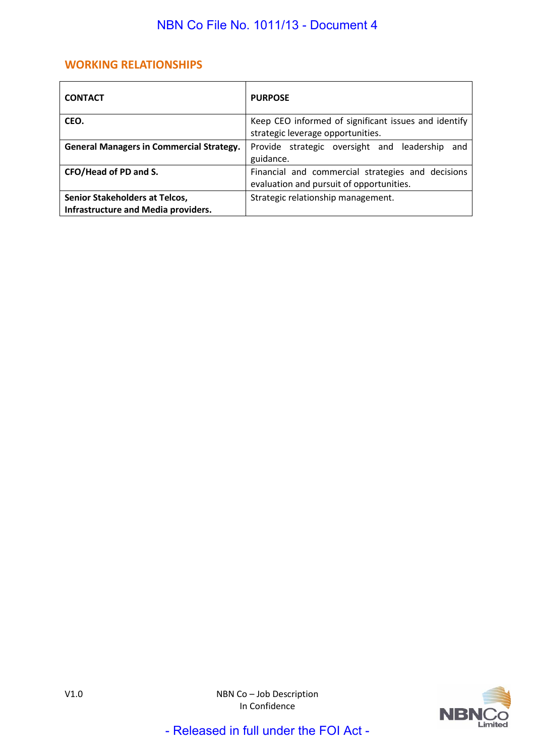## WORKING RELATIONSHIPS

| CONTACT | PURPOSE |
|---|---|
| **CEO.** | Keep CEO informed of significant issues and identify strategic leverage opportunities. |
| **General Managers in Commercial Strategy.** | Provide strategic oversight and leadership and guidance. |
| **CFO/Head of PD and S.** | Financial and commercial strategies and decisions evaluation and pursuit of opportunities. |
| **Senior Stakeholders at Telcos, Infrastructure and Media providers.** | Strategic relationship management. |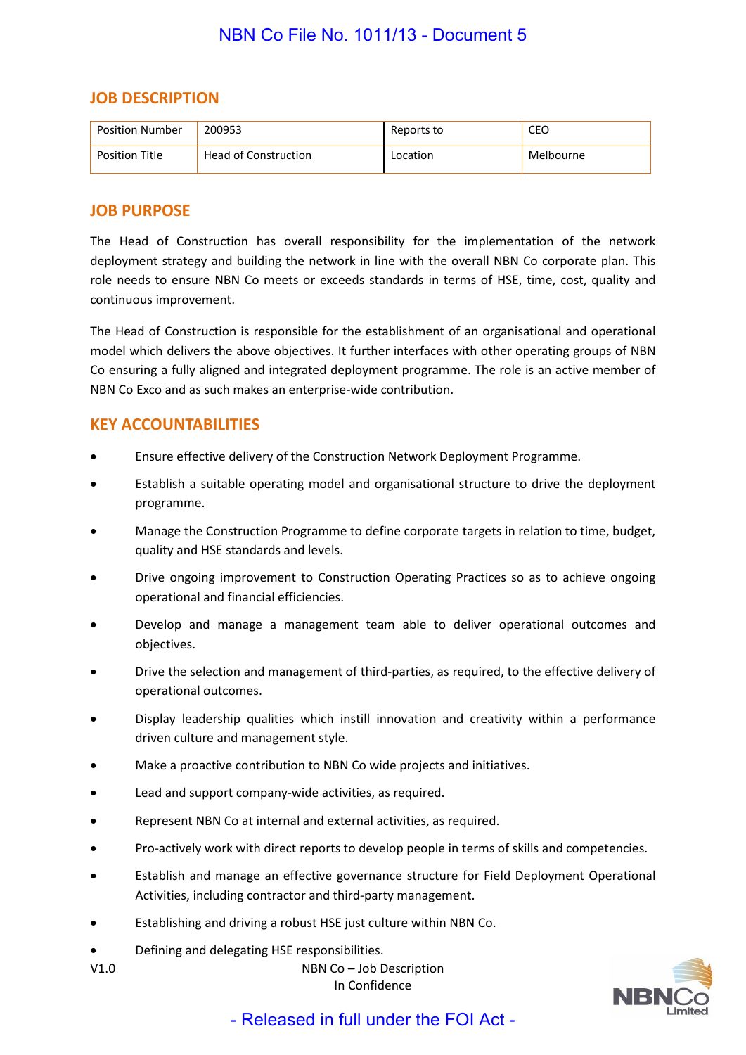## JOB DESCRIPTION

| Position Number | 200953 | Reports to | CEO |
|---|---|---|---|
| Position Title | Head of Construction | Location | Melbourne |

## JOB PURPOSE

The Head of Construction has overall responsibility for the implementation of the network deployment strategy and building the network in line with the overall NBN Co corporate plan. This role needs to ensure NBN Co meets or exceeds standards in terms of HSE, time, cost, quality and continuous improvement.

The Head of Construction is responsible for the establishment of an organisational and operational model which delivers the above objectives. It further interfaces with other operating groups of NBN Co ensuring a fully aligned and integrated deployment programme. The role is an active member of NBN Co Exco and as such makes an enterprise-wide contribution.

## KEY ACCOUNTABILITIES

- Ensure effective delivery of the Construction Network Deployment Programme.
- Establish a suitable operating model and organisational structure to drive the deployment programme.
- Manage the Construction Programme to define corporate targets in relation to time, budget, quality and HSE standards and levels.
- Drive ongoing improvement to Construction Operating Practices so as to achieve ongoing operational and financial efficiencies.
- Develop and manage a management team able to deliver operational outcomes and objectives.
- Drive the selection and management of third-parties, as required, to the effective delivery of operational outcomes.
- Display leadership qualities which instill innovation and creativity within a performance driven culture and management style.
- Make a proactive contribution to NBN Co wide projects and initiatives.
- Lead and support company-wide activities, as required.
- Represent NBN Co at internal and external activities, as required.
- Pro-actively work with direct reports to develop people in terms of skills and competencies.
- Establish and manage an effective governance structure for Field Deployment Operational Activities, including contractor and third-party management.
- Establishing and driving a robust HSE just culture within NBN Co.
- Defining and delegating HSE responsibilities.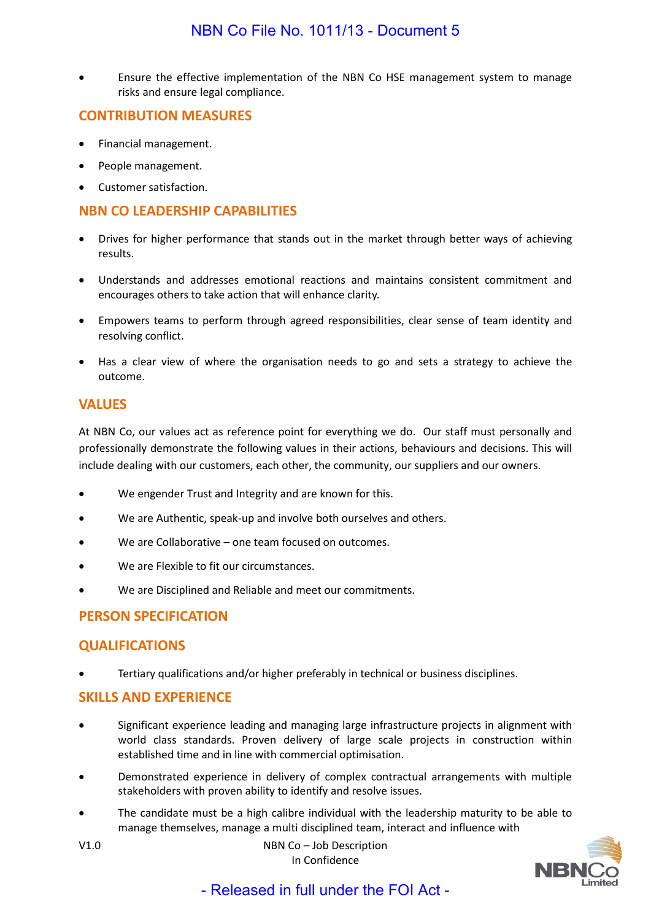- Ensure the effective implementation of the NBN Co HSE management system to manage risks and ensure legal compliance.

## CONTRIBUTION MEASURES

- Financial management.
- People management.
- Customer satisfaction.

## NBN CO LEADERSHIP CAPABILITIES

- Drives for higher performance that stands out in the market through better ways of achieving results.
- Understands and addresses emotional reactions and maintains consistent commitment and encourages others to take action that will enhance clarity.
- Empowers teams to perform through agreed responsibilities, clear sense of team identity and resolving conflict.
- Has a clear view of where the organisation needs to go and sets a strategy to achieve the outcome.

## VALUES

At NBN Co, our values act as reference point for everything we do. Our staff must personally and professionally demonstrate the following values in their actions, behaviours and decisions. This will include dealing with our customers, each other, the community, our suppliers and our owners.

- We engender Trust and Integrity and are known for this.
- We are Authentic, speak-up and involve both ourselves and others.
- We are Collaborative – one team focused on outcomes.
- We are Flexible to fit our circumstances.
- We are Disciplined and Reliable and meet our commitments.

## PERSON SPECIFICATION

## QUALIFICATIONS

- Tertiary qualifications and/or higher preferably in technical or business disciplines.

## SKILLS AND EXPERIENCE

- Significant experience leading and managing large infrastructure projects in alignment with world class standards. Proven delivery of large scale projects in construction within established time and in line with commercial optimisation.
- Demonstrated experience in delivery of complex contractual arrangements with multiple stakeholders with proven ability to identify and resolve issues.
- The candidate must be a high calibre individual with the leadership maturity to be able to manage themselves, manage a multi disciplined team, interact and influence with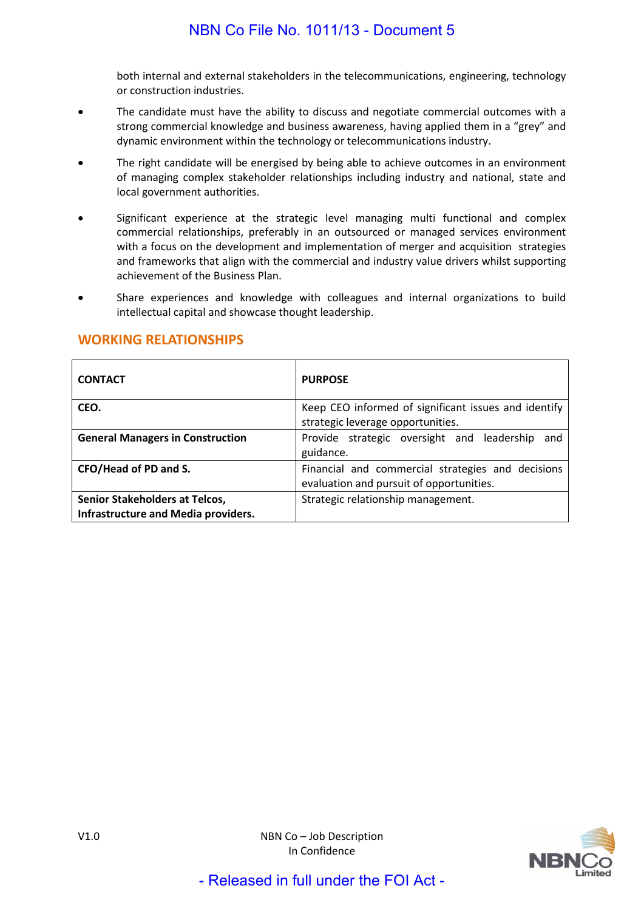both internal and external stakeholders in the telecommunications, engineering, technology or construction industries.

- The candidate must have the ability to discuss and negotiate commercial outcomes with a strong commercial knowledge and business awareness, having applied them in a "grey" and dynamic environment within the technology or telecommunications industry.
- The right candidate will be energised by being able to achieve outcomes in an environment of managing complex stakeholder relationships including industry and national, state and local government authorities.
- Significant experience at the strategic level managing multi functional and complex commercial relationships, preferably in an outsourced or managed services environment with a focus on the development and implementation of merger and acquisition strategies and frameworks that align with the commercial and industry value drivers whilst supporting achievement of the Business Plan.
- Share experiences and knowledge with colleagues and internal organizations to build intellectual capital and showcase thought leadership.

## WORKING RELATIONSHIPS

| CONTACT | PURPOSE |
|---|---|
| **CEO.** | Keep CEO informed of significant issues and identify strategic leverage opportunities. |
| **General Managers in Construction** | Provide strategic oversight and leadership and guidance. |
| **CFO/Head of PD and S.** | Financial and commercial strategies and decisions evaluation and pursuit of opportunities. |
| **Senior Stakeholders at Telcos, Infrastructure and Media providers.** | Strategic relationship management. |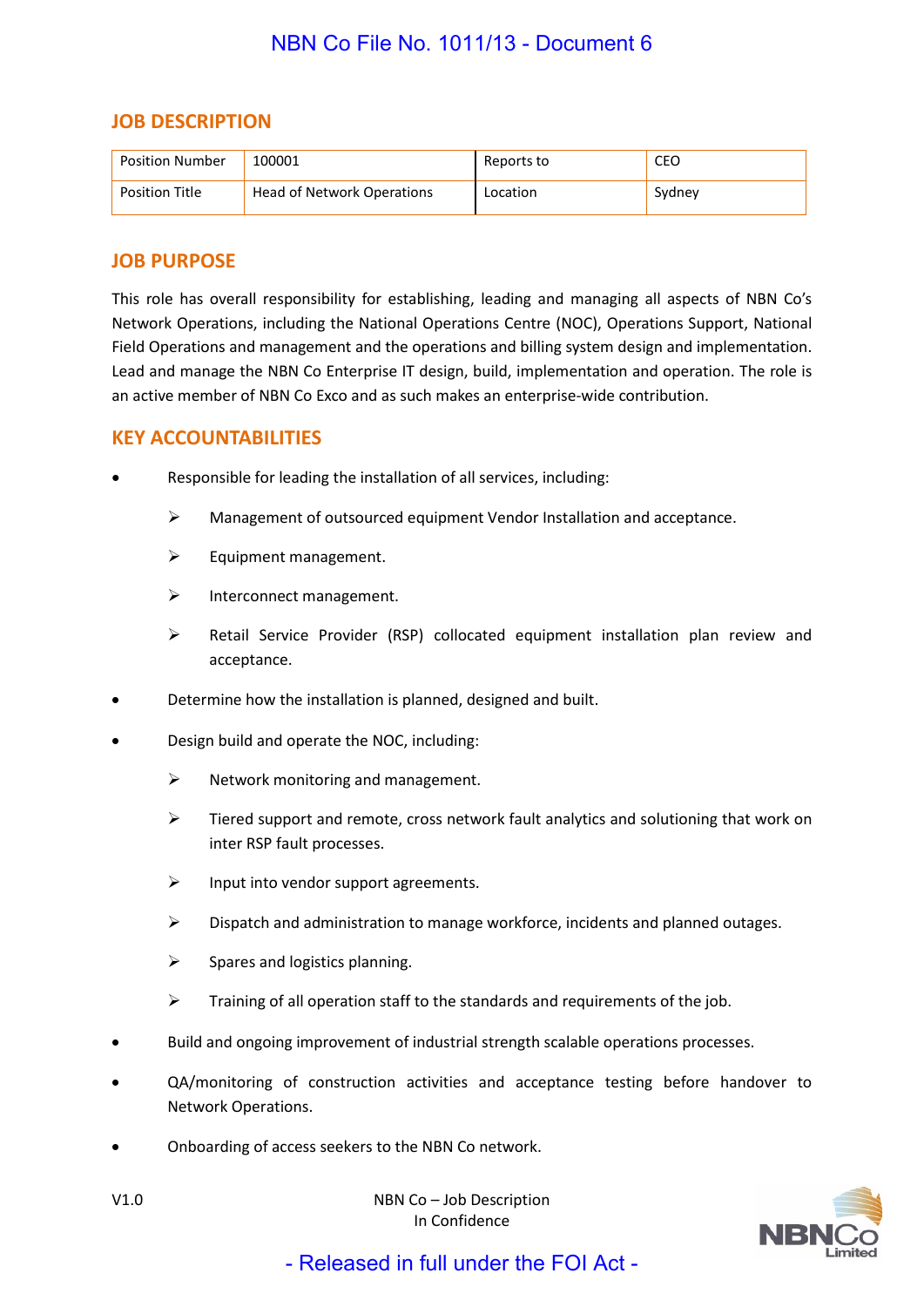## JOB DESCRIPTION

| Position Number | 100001 | Reports to | CEO |
|---|---|---|---|
| Position Title | Head of Network Operations | Location | Sydney |

## JOB PURPOSE

This role has overall responsibility for establishing, leading and managing all aspects of NBN Co's Network Operations, including the National Operations Centre (NOC), Operations Support, National Field Operations and management and the operations and billing system design and implementation. Lead and manage the NBN Co Enterprise IT design, build, implementation and operation. The role is an active member of NBN Co Exco and as such makes an enterprise-wide contribution.

## KEY ACCOUNTABILITIES

- Responsible for leading the installation of all services, including:
  - Management of outsourced equipment Vendor Installation and acceptance.
  - Equipment management.
  - Interconnect management.
  - Retail Service Provider (RSP) collocated equipment installation plan review and acceptance.
- Determine how the installation is planned, designed and built.
- Design build and operate the NOC, including:
  - Network monitoring and management.
  - Tiered support and remote, cross network fault analytics and solutioning that work on inter RSP fault processes.
  - Input into vendor support agreements.
  - Dispatch and administration to manage workforce, incidents and planned outages.
  - Spares and logistics planning.
  - Training of all operation staff to the standards and requirements of the job.
- Build and ongoing improvement of industrial strength scalable operations processes.
- QA/monitoring of construction activities and acceptance testing before handover to Network Operations.
- Onboarding of access seekers to the NBN Co network.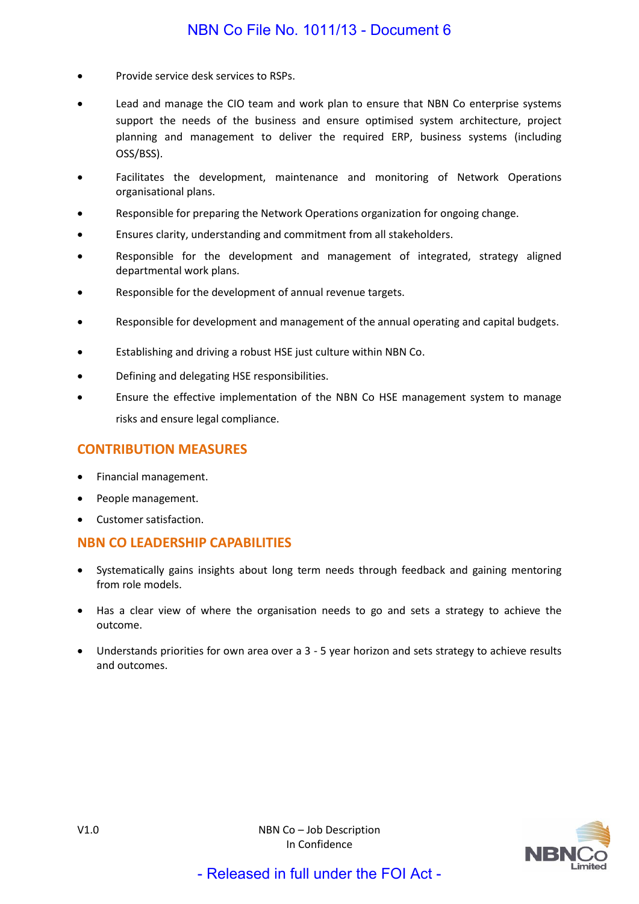- Provide service desk services to RSPs.
- Lead and manage the CIO team and work plan to ensure that NBN Co enterprise systems support the needs of the business and ensure optimised system architecture, project planning and management to deliver the required ERP, business systems (including OSS/BSS).
- Facilitates the development, maintenance and monitoring of Network Operations organisational plans.
- Responsible for preparing the Network Operations organization for ongoing change.
- Ensures clarity, understanding and commitment from all stakeholders.
- Responsible for the development and management of integrated, strategy aligned departmental work plans.
- Responsible for the development of annual revenue targets.
- Responsible for development and management of the annual operating and capital budgets.
- Establishing and driving a robust HSE just culture within NBN Co.
- Defining and delegating HSE responsibilities.
- Ensure the effective implementation of the NBN Co HSE management system to manage risks and ensure legal compliance.

## CONTRIBUTION MEASURES

- Financial management.
- People management.
- Customer satisfaction.

## NBN CO LEADERSHIP CAPABILITIES

- Systematically gains insights about long term needs through feedback and gaining mentoring from role models.
- Has a clear view of where the organisation needs to go and sets a strategy to achieve the outcome.
- Understands priorities for own area over a 3 - 5 year horizon and sets strategy to achieve results and outcomes.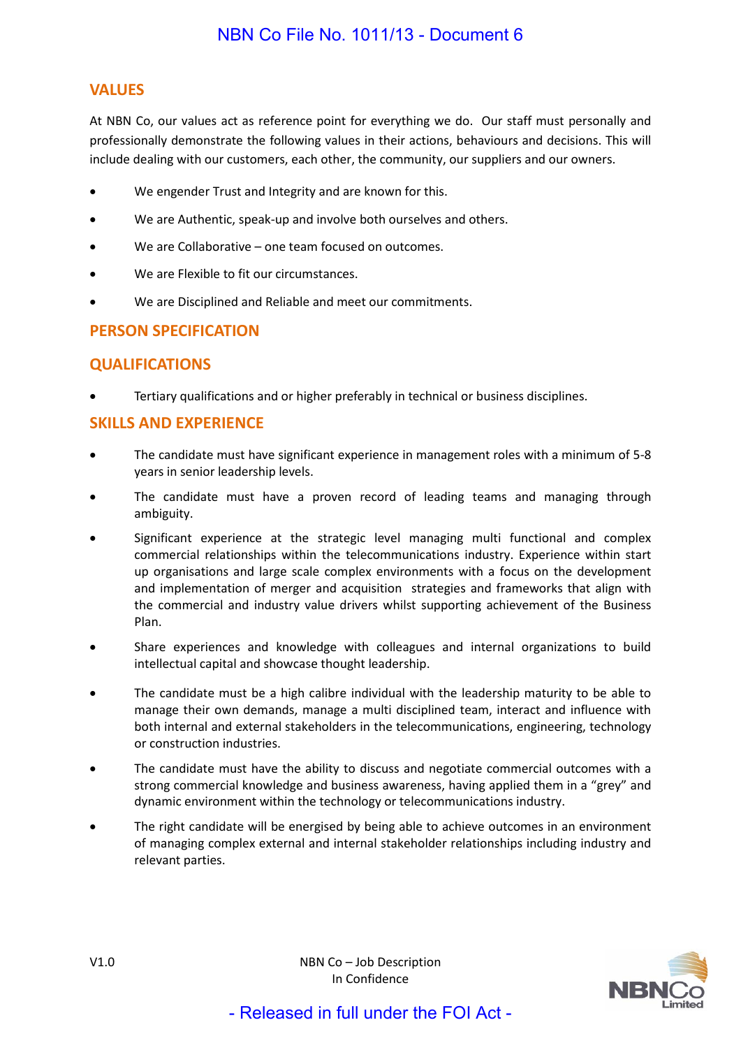## VALUES

At NBN Co, our values act as reference point for everything we do. Our staff must personally and professionally demonstrate the following values in their actions, behaviours and decisions. This will include dealing with our customers, each other, the community, our suppliers and our owners.

- We engender Trust and Integrity and are known for this.
- We are Authentic, speak-up and involve both ourselves and others.
- We are Collaborative – one team focused on outcomes.
- We are Flexible to fit our circumstances.
- We are Disciplined and Reliable and meet our commitments.

## PERSON SPECIFICATION

## QUALIFICATIONS

- Tertiary qualifications and or higher preferably in technical or business disciplines.

## SKILLS AND EXPERIENCE

- The candidate must have significant experience in management roles with a minimum of 5-8 years in senior leadership levels.
- The candidate must have a proven record of leading teams and managing through ambiguity.
- Significant experience at the strategic level managing multi functional and complex commercial relationships within the telecommunications industry. Experience within start up organisations and large scale complex environments with a focus on the development and implementation of merger and acquisition strategies and frameworks that align with the commercial and industry value drivers whilst supporting achievement of the Business Plan.
- Share experiences and knowledge with colleagues and internal organizations to build intellectual capital and showcase thought leadership.
- The candidate must be a high calibre individual with the leadership maturity to be able to manage their own demands, manage a multi disciplined team, interact and influence with both internal and external stakeholders in the telecommunications, engineering, technology or construction industries.
- The candidate must have the ability to discuss and negotiate commercial outcomes with a strong commercial knowledge and business awareness, having applied them in a "grey" and dynamic environment within the technology or telecommunications industry.
- The right candidate will be energised by being able to achieve outcomes in an environment of managing complex external and internal stakeholder relationships including industry and relevant parties.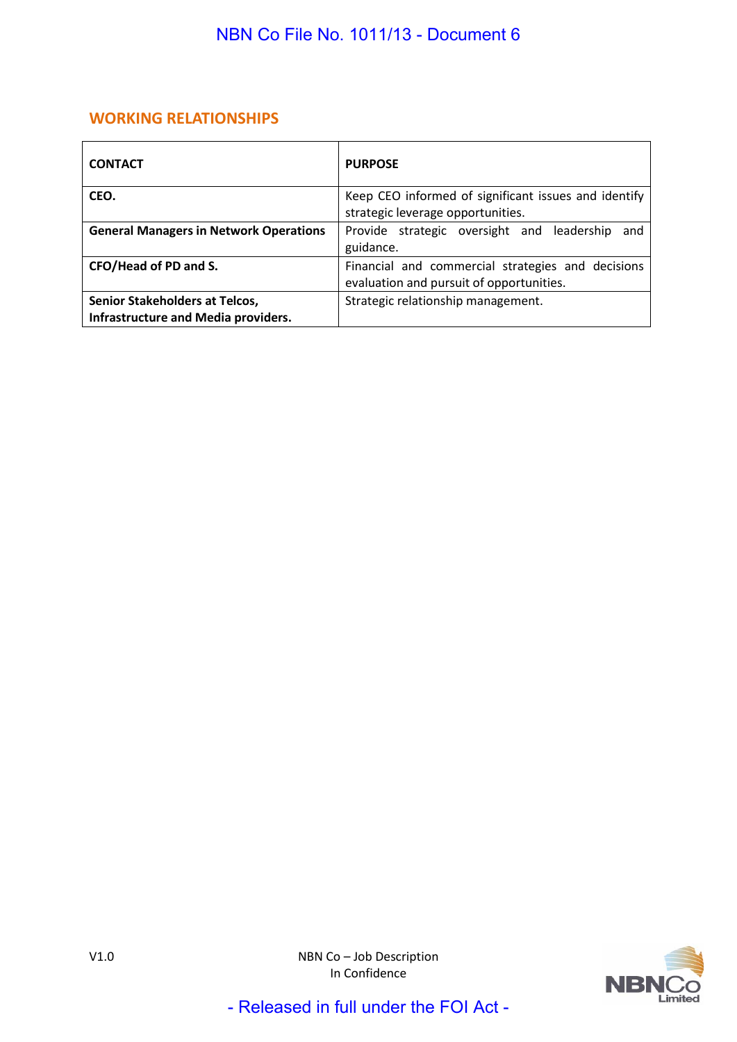## WORKING RELATIONSHIPS

| CONTACT | PURPOSE |
|---|---|
| **CEO.** | Keep CEO informed of significant issues and identify strategic leverage opportunities. |
| **General Managers in Network Operations** | Provide strategic oversight and leadership and guidance. |
| **CFO/Head of PD and S.** | Financial and commercial strategies and decisions evaluation and pursuit of opportunities. |
| **Senior Stakeholders at Telcos, Infrastructure and Media providers.** | Strategic relationship management. |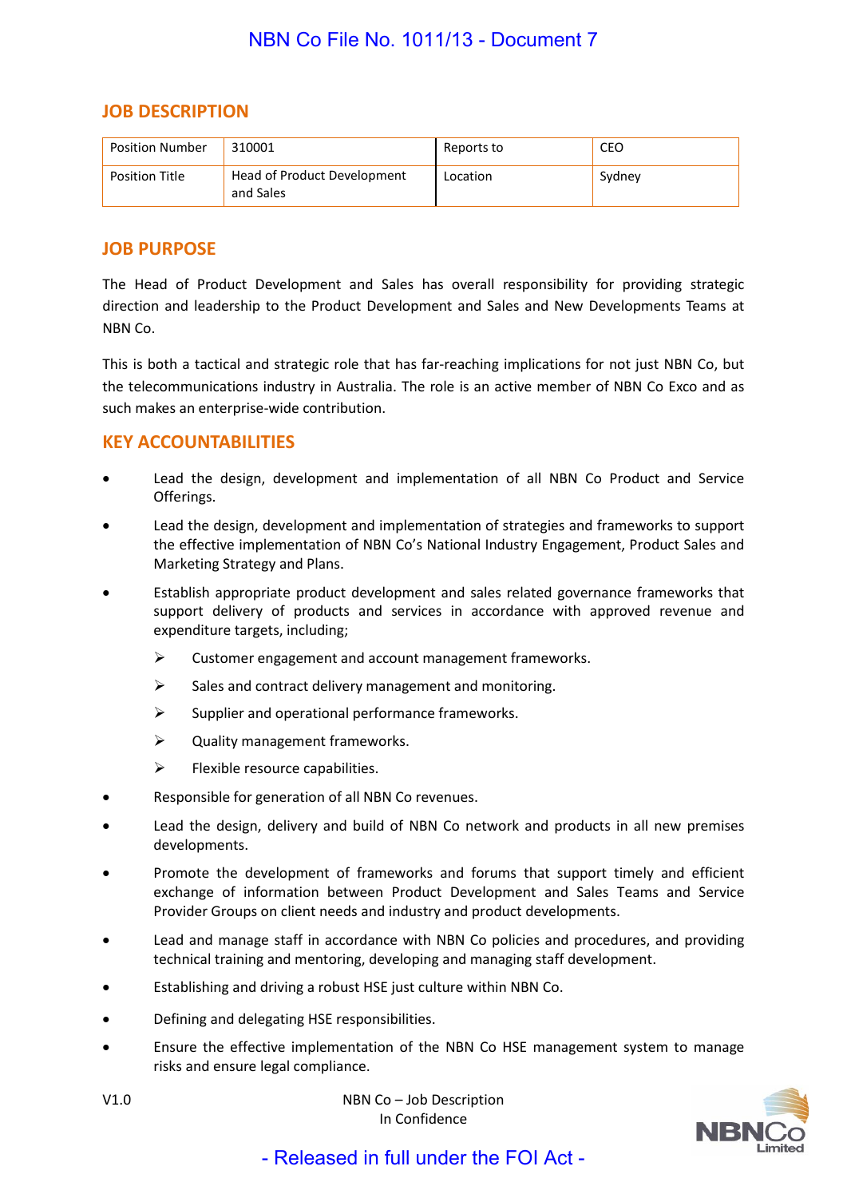NBN Co File No. 1011/13 - Document 7

## JOB DESCRIPTION

| Position Number | 310001 | Reports to | CEO |
|---|---|---|---|
| Position Title | Head of Product Development and Sales | Location | Sydney |

## JOB PURPOSE

The Head of Product Development and Sales has overall responsibility for providing strategic direction and leadership to the Product Development and Sales and New Developments Teams at NBN Co.

This is both a tactical and strategic role that has far-reaching implications for not just NBN Co, but the telecommunications industry in Australia. The role is an active member of NBN Co Exco and as such makes an enterprise-wide contribution.

## KEY ACCOUNTABILITIES

- Lead the design, development and implementation of all NBN Co Product and Service Offerings.
- Lead the design, development and implementation of strategies and frameworks to support the effective implementation of NBN Co's National Industry Engagement, Product Sales and Marketing Strategy and Plans.
- Establish appropriate product development and sales related governance frameworks that support delivery of products and services in accordance with approved revenue and expenditure targets, including;
    - Customer engagement and account management frameworks.
    - Sales and contract delivery management and monitoring.
    - Supplier and operational performance frameworks.
    - Quality management frameworks.
    - Flexible resource capabilities.
- Responsible for generation of all NBN Co revenues.
- Lead the design, delivery and build of NBN Co network and products in all new premises developments.
- Promote the development of frameworks and forums that support timely and efficient exchange of information between Product Development and Sales Teams and Service Provider Groups on client needs and industry and product developments.
- Lead and manage staff in accordance with NBN Co policies and procedures, and providing technical training and mentoring, developing and managing staff development.
- Establishing and driving a robust HSE just culture within NBN Co.
- Defining and delegating HSE responsibilities.
- Ensure the effective implementation of the NBN Co HSE management system to manage risks and ensure legal compliance.

V1.0 NBN Co – Job Description In Confidence

- Released in full under the FOI Act -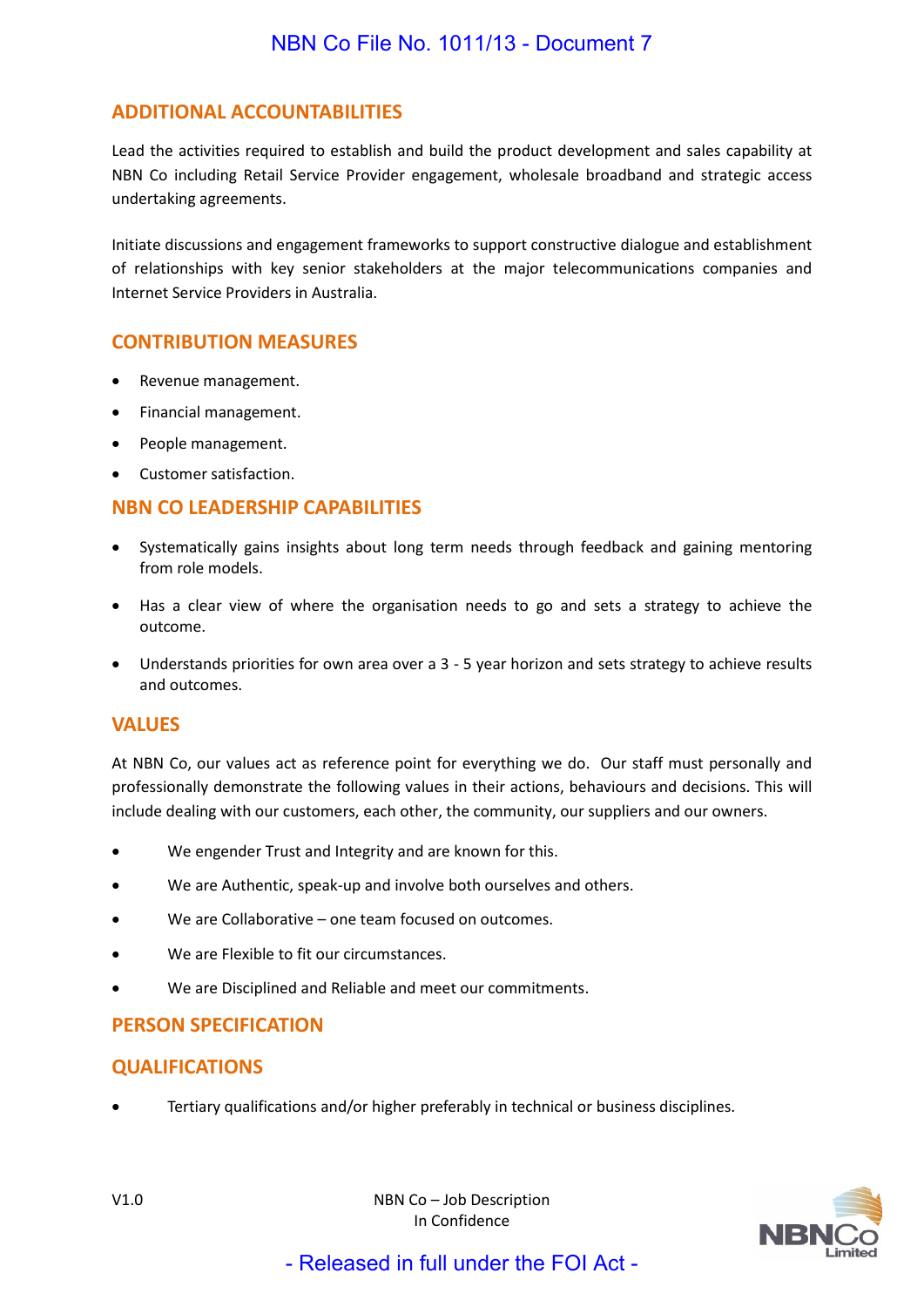## ADDITIONAL ACCOUNTABILITIES

Lead the activities required to establish and build the product development and sales capability at NBN Co including Retail Service Provider engagement, wholesale broadband and strategic access undertaking agreements.

Initiate discussions and engagement frameworks to support constructive dialogue and establishment of relationships with key senior stakeholders at the major telecommunications companies and Internet Service Providers in Australia.

## CONTRIBUTION MEASURES

- Revenue management.
- Financial management.
- People management.
- Customer satisfaction.

## NBN CO LEADERSHIP CAPABILITIES

- Systematically gains insights about long term needs through feedback and gaining mentoring from role models.
- Has a clear view of where the organisation needs to go and sets a strategy to achieve the outcome.
- Understands priorities for own area over a 3 - 5 year horizon and sets strategy to achieve results and outcomes.

## VALUES

At NBN Co, our values act as reference point for everything we do. Our staff must personally and professionally demonstrate the following values in their actions, behaviours and decisions. This will include dealing with our customers, each other, the community, our suppliers and our owners.

- We engender Trust and Integrity and are known for this.
- We are Authentic, speak-up and involve both ourselves and others.
- We are Collaborative – one team focused on outcomes.
- We are Flexible to fit our circumstances.
- We are Disciplined and Reliable and meet our commitments.

## PERSON SPECIFICATION

## QUALIFICATIONS

- Tertiary qualifications and/or higher preferably in technical or business disciplines.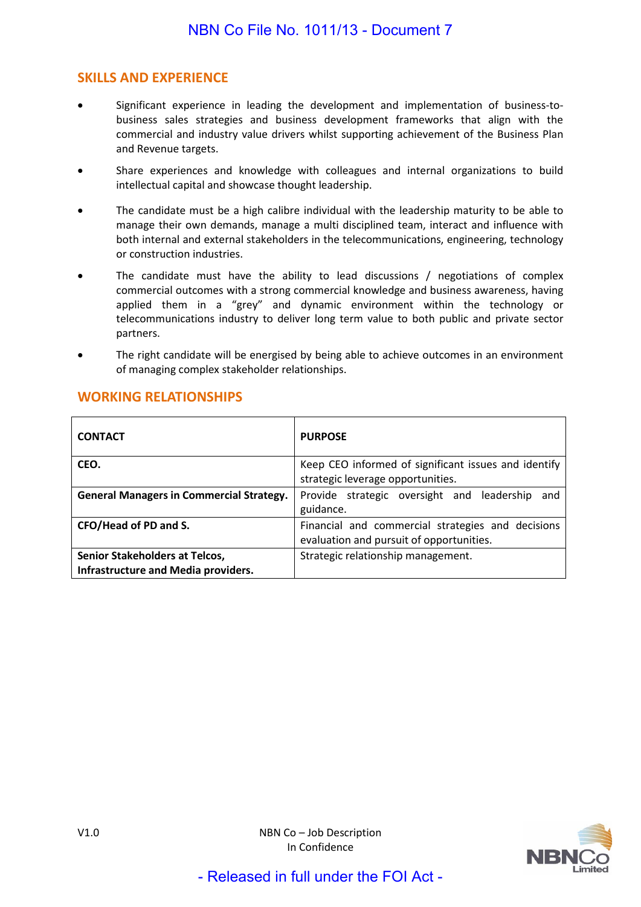## SKILLS AND EXPERIENCE

- Significant experience in leading the development and implementation of business-to-business sales strategies and business development frameworks that align with the commercial and industry value drivers whilst supporting achievement of the Business Plan and Revenue targets.
- Share experiences and knowledge with colleagues and internal organizations to build intellectual capital and showcase thought leadership.
- The candidate must be a high calibre individual with the leadership maturity to be able to manage their own demands, manage a multi disciplined team, interact and influence with both internal and external stakeholders in the telecommunications, engineering, technology or construction industries.
- The candidate must have the ability to lead discussions / negotiations of complex commercial outcomes with a strong commercial knowledge and business awareness, having applied them in a "grey" and dynamic environment within the technology or telecommunications industry to deliver long term value to both public and private sector partners.
- The right candidate will be energised by being able to achieve outcomes in an environment of managing complex stakeholder relationships.

## WORKING RELATIONSHIPS

| CONTACT | PURPOSE |
|---|---|
| **CEO.** | Keep CEO informed of significant issues and identify strategic leverage opportunities. |
| **General Managers in Commercial Strategy.** | Provide strategic oversight and leadership and guidance. |
| **CFO/Head of PD and S.** | Financial and commercial strategies and decisions evaluation and pursuit of opportunities. |
| **Senior Stakeholders at Telcos, Infrastructure and Media providers.** | Strategic relationship management. |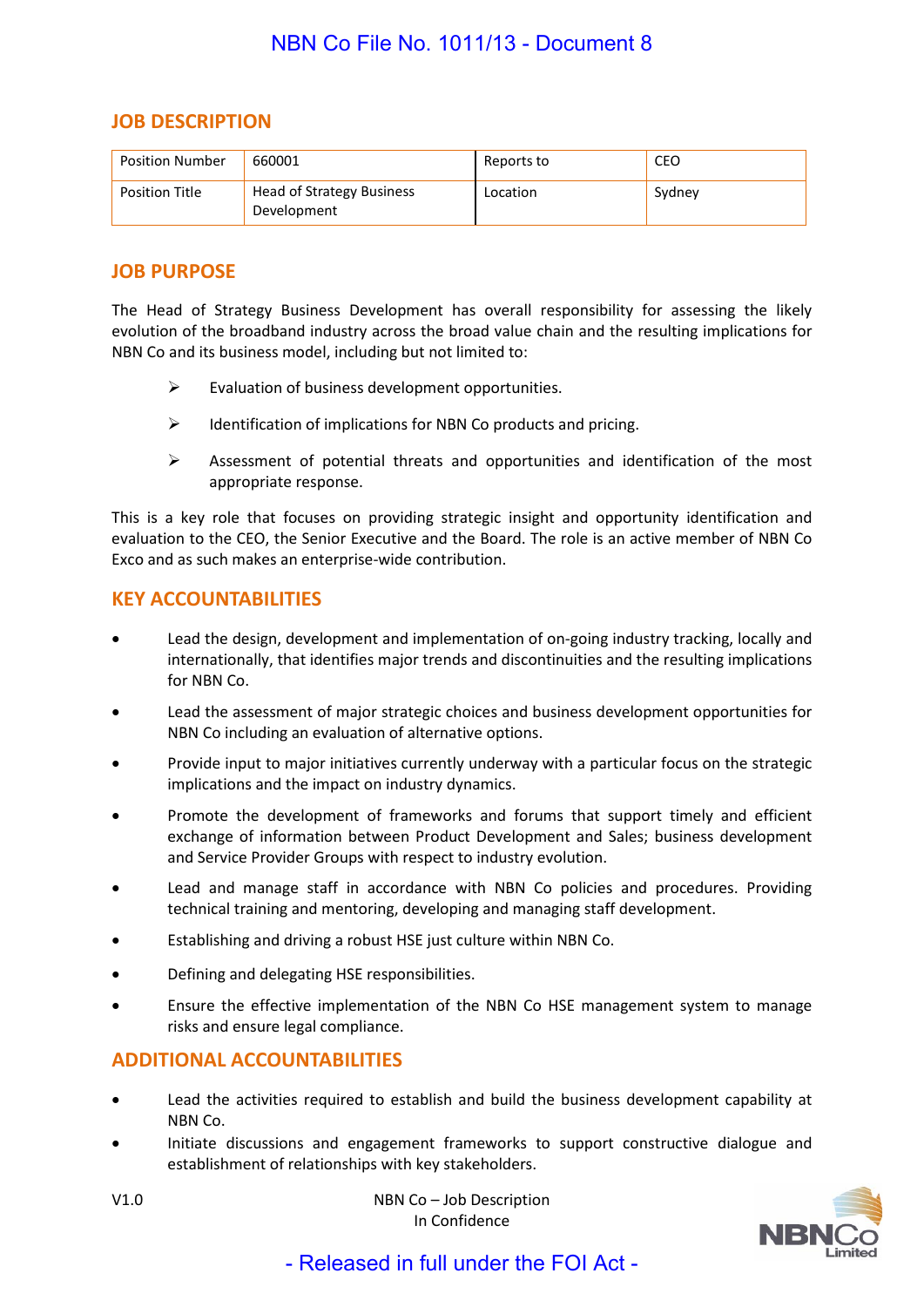## JOB DESCRIPTION

| Position Number | 660001 | Reports to | CEO |
|---|---|---|---|
| Position Title | Head of Strategy Business Development | Location | Sydney |

## JOB PURPOSE

The Head of Strategy Business Development has overall responsibility for assessing the likely evolution of the broadband industry across the broad value chain and the resulting implications for NBN Co and its business model, including but not limited to:

- Evaluation of business development opportunities.
- Identification of implications for NBN Co products and pricing.
- Assessment of potential threats and opportunities and identification of the most appropriate response.

This is a key role that focuses on providing strategic insight and opportunity identification and evaluation to the CEO, the Senior Executive and the Board. The role is an active member of NBN Co Exco and as such makes an enterprise-wide contribution.

## KEY ACCOUNTABILITIES

- Lead the design, development and implementation of on-going industry tracking, locally and internationally, that identifies major trends and discontinuities and the resulting implications for NBN Co.
- Lead the assessment of major strategic choices and business development opportunities for NBN Co including an evaluation of alternative options.
- Provide input to major initiatives currently underway with a particular focus on the strategic implications and the impact on industry dynamics.
- Promote the development of frameworks and forums that support timely and efficient exchange of information between Product Development and Sales; business development and Service Provider Groups with respect to industry evolution.
- Lead and manage staff in accordance with NBN Co policies and procedures. Providing technical training and mentoring, developing and managing staff development.
- Establishing and driving a robust HSE just culture within NBN Co.
- Defining and delegating HSE responsibilities.
- Ensure the effective implementation of the NBN Co HSE management system to manage risks and ensure legal compliance.

## ADDITIONAL ACCOUNTABILITIES

- Lead the activities required to establish and build the business development capability at NBN Co.
- Initiate discussions and engagement frameworks to support constructive dialogue and establishment of relationships with key stakeholders.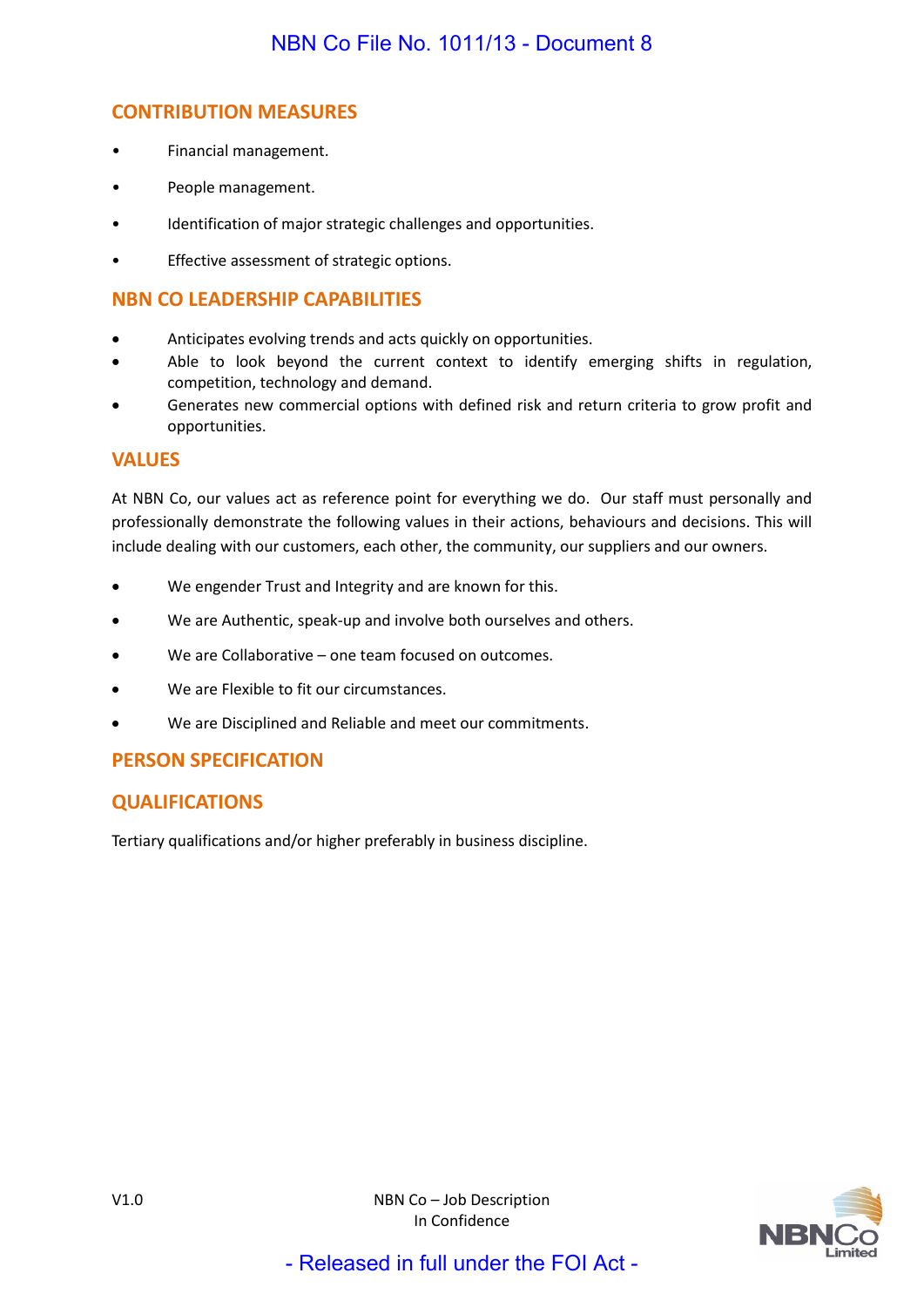## CONTRIBUTION MEASURES

- Financial management.
- People management.
- Identification of major strategic challenges and opportunities.
- Effective assessment of strategic options.

## NBN CO LEADERSHIP CAPABILITIES

- Anticipates evolving trends and acts quickly on opportunities.
- Able to look beyond the current context to identify emerging shifts in regulation, competition, technology and demand.
- Generates new commercial options with defined risk and return criteria to grow profit and opportunities.

## VALUES

At NBN Co, our values act as reference point for everything we do. Our staff must personally and professionally demonstrate the following values in their actions, behaviours and decisions. This will include dealing with our customers, each other, the community, our suppliers and our owners.

- We engender Trust and Integrity and are known for this.
- We are Authentic, speak-up and involve both ourselves and others.
- We are Collaborative – one team focused on outcomes.
- We are Flexible to fit our circumstances.
- We are Disciplined and Reliable and meet our commitments.

## PERSON SPECIFICATION

## QUALIFICATIONS

Tertiary qualifications and/or higher preferably in business discipline.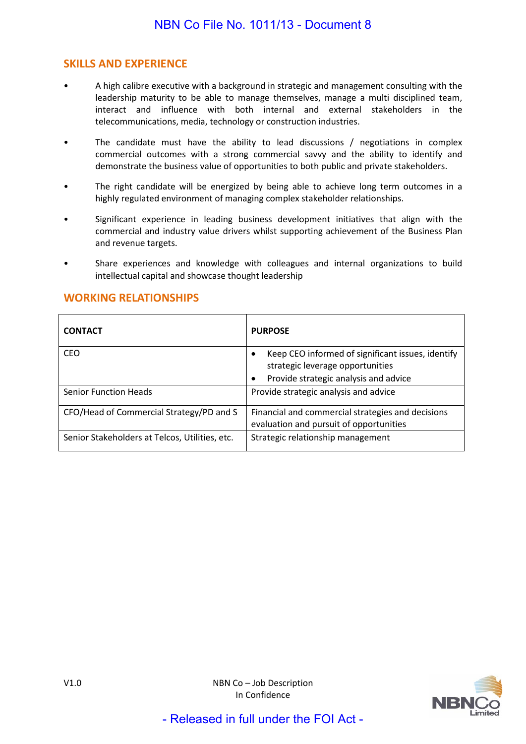## SKILLS AND EXPERIENCE

- A high calibre executive with a background in strategic and management consulting with the leadership maturity to be able to manage themselves, manage a multi disciplined team, interact and influence with both internal and external stakeholders in the telecommunications, media, technology or construction industries.
- The candidate must have the ability to lead discussions / negotiations in complex commercial outcomes with a strong commercial savvy and the ability to identify and demonstrate the business value of opportunities to both public and private stakeholders.
- The right candidate will be energized by being able to achieve long term outcomes in a highly regulated environment of managing complex stakeholder relationships.
- Significant experience in leading business development initiatives that align with the commercial and industry value drivers whilst supporting achievement of the Business Plan and revenue targets.
- Share experiences and knowledge with colleagues and internal organizations to build intellectual capital and showcase thought leadership

## WORKING RELATIONSHIPS

| CONTACT | PURPOSE |
|---|---|
| CEO | • Keep CEO informed of significant issues, identify strategic leverage opportunities<br>• Provide strategic analysis and advice |
| Senior Function Heads | Provide strategic analysis and advice |
| CFO/Head of Commercial Strategy/PD and S | Financial and commercial strategies and decisions evaluation and pursuit of opportunities |
| Senior Stakeholders at Telcos, Utilities, etc. | Strategic relationship management |